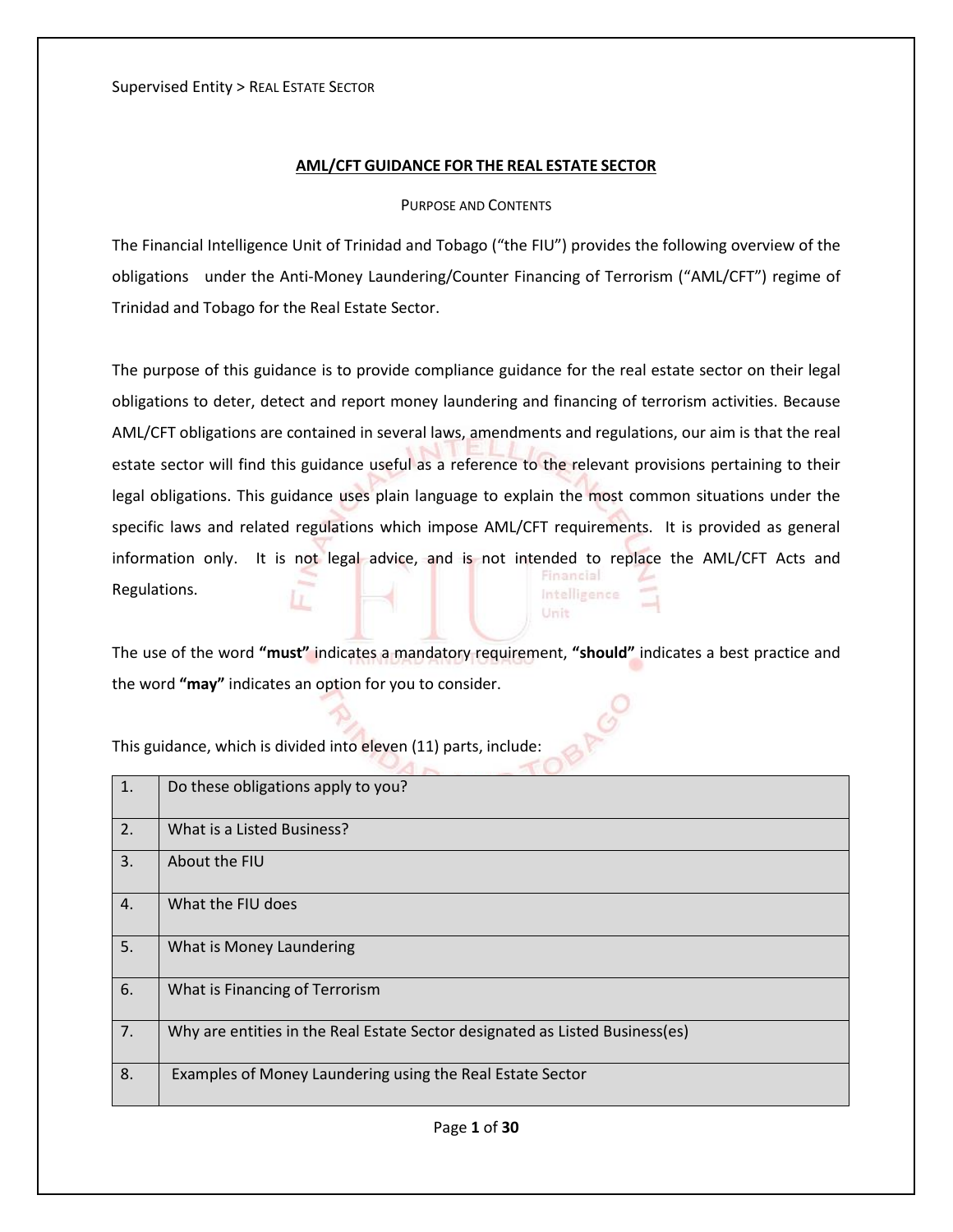Supervised Entity > REAL ESTATE SECTOR

# AML/CFT GUIDANCE FOR THE REAL ESTATE SECTOR

## PURPOSE AND CONTENTS

The Financial Intelligence Unit of Trinidad and Tobago ("the FIU") provides the following overview of the obligations under the Anti-Money Laundering/Counter Financing of Terrorism ("AML/CFT") regime of Trinidad and Tobago for the Real Estate Sector.

The purpose of this guidance is to provide compliance guidance for the real estate sector on their legal obligations to deter, detect and report money laundering and financing of terrorism activities. Because AML/CFT obligations are contained in several laws, amendments and regulations, our aim is that the real estate sector will find this guidance useful as a reference to the relevant provisions pertaining to their legal obligations. This guidance uses plain language to explain the most common situations under the specific laws and related regulations which impose AML/CFT requirements. It is provided as general information only. It is not legal advice, and is not intended to replace the AML/CFT Acts and Regulations.

The use of the word **"must"** indicates a mandatory requirement, **"should"** indicates a best practice and the word **"may"** indicates an option for you to consider.

This guidance, which is divided into eleven (11) parts, include:

| | |
|---|---|
| 1. | Do these obligations apply to you? |
| 2. | What is a Listed Business? |
| 3. | About the FIU |
| 4. | What the FIU does |
| 5. | What is Money Laundering |
| 6. | What is Financing of Terrorism |
| 7. | Why are entities in the Real Estate Sector designated as Listed Business(es) |
| 8. | Examples of Money Laundering using the Real Estate Sector |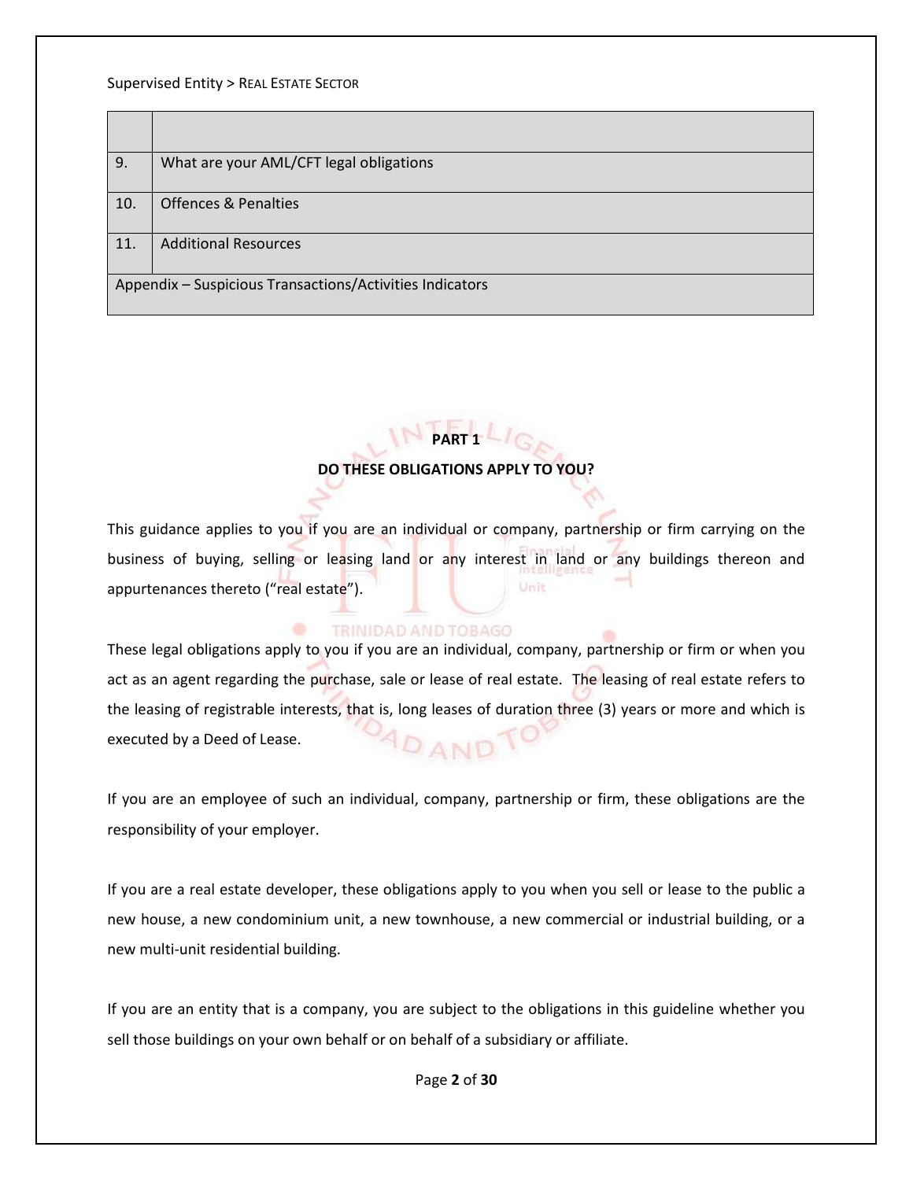| | |
|---|---|
| 9. | What are your AML/CFT legal obligations |
| 10. | Offences & Penalties |
| 11. | Additional Resources |
| Appendix – Suspicious Transactions/Activities Indicators | |

**PART 1**

**DO THESE OBLIGATIONS APPLY TO YOU?**

This guidance applies to you if you are an individual or company, partnership or firm carrying on the business of buying, selling or leasing land or any interest in land or any buildings thereon and appurtenances thereto ("real estate").

These legal obligations apply to you if you are an individual, company, partnership or firm or when you act as an agent regarding the purchase, sale or lease of real estate. The leasing of real estate refers to the leasing of registrable interests, that is, long leases of duration three (3) years or more and which is executed by a Deed of Lease.

If you are an employee of such an individual, company, partnership or firm, these obligations are the responsibility of your employer.

If you are a real estate developer, these obligations apply to you when you sell or lease to the public a new house, a new condominium unit, a new townhouse, a new commercial or industrial building, or a new multi-unit residential building.

If you are an entity that is a company, you are subject to the obligations in this guideline whether you sell those buildings on your own behalf or on behalf of a subsidiary or affiliate.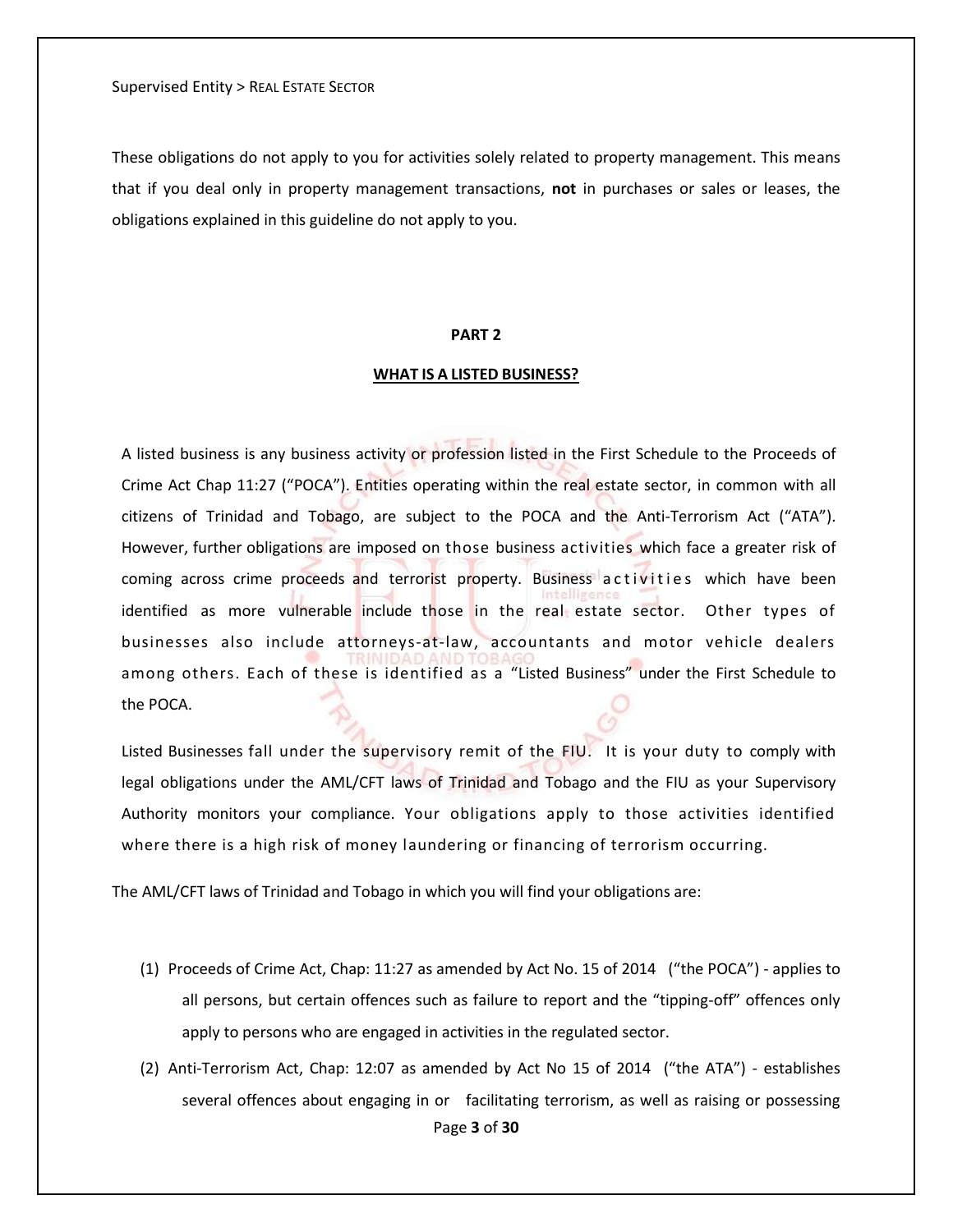These obligations do not apply to you for activities solely related to property management. This means that if you deal only in property management transactions, **not** in purchases or sales or leases, the obligations explained in this guideline do not apply to you.

## PART 2

## WHAT IS A LISTED BUSINESS?

A listed business is any business activity or profession listed in the First Schedule to the Proceeds of Crime Act Chap 11:27 ("POCA"). Entities operating within the real estate sector, in common with all citizens of Trinidad and Tobago, are subject to the POCA and the Anti-Terrorism Act ("ATA"). However, further obligations are imposed on those business activities which face a greater risk of coming across crime proceeds and terrorist property. Business activities which have been identified as more vulnerable include those in the real estate sector. Other types of businesses also include attorneys-at-law, accountants and motor vehicle dealers among others. Each of these is identified as a "Listed Business" under the First Schedule to the POCA.

Listed Businesses fall under the supervisory remit of the FIU. It is your duty to comply with legal obligations under the AML/CFT laws of Trinidad and Tobago and the FIU as your Supervisory Authority monitors your compliance. Your obligations apply to those activities identified where there is a high risk of money laundering or financing of terrorism occurring.

The AML/CFT laws of Trinidad and Tobago in which you will find your obligations are:

(1) Proceeds of Crime Act, Chap: 11:27 as amended by Act No. 15 of 2014 ("the POCA") - applies to all persons, but certain offences such as failure to report and the "tipping-off" offences only apply to persons who are engaged in activities in the regulated sector.

(2) Anti-Terrorism Act, Chap: 12:07 as amended by Act No 15 of 2014 ("the ATA") - establishes several offences about engaging in or facilitating terrorism, as well as raising or possessing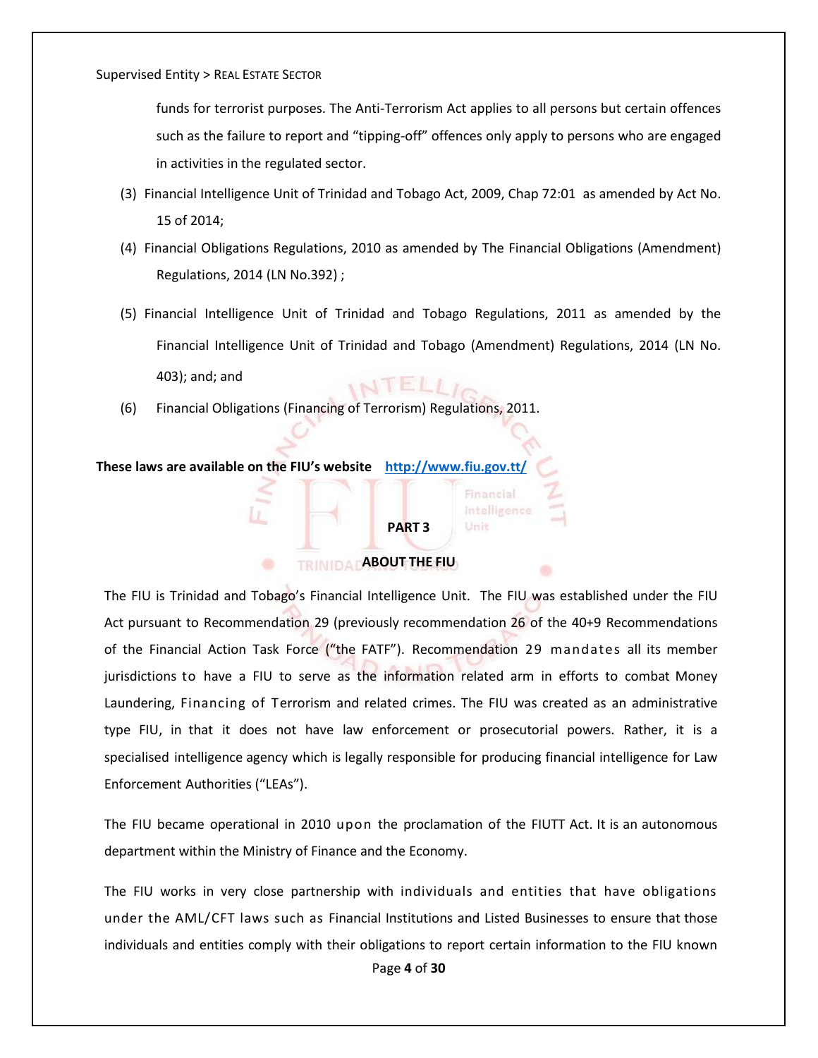funds for terrorist purposes. The Anti-Terrorism Act applies to all persons but certain offences such as the failure to report and "tipping-off" offences only apply to persons who are engaged in activities in the regulated sector.

(3) Financial Intelligence Unit of Trinidad and Tobago Act, 2009, Chap 72:01 as amended by Act No. 15 of 2014;

(4) Financial Obligations Regulations, 2010 as amended by The Financial Obligations (Amendment) Regulations, 2014 (LN No.392) ;

(5) Financial Intelligence Unit of Trinidad and Tobago Regulations, 2011 as amended by the Financial Intelligence Unit of Trinidad and Tobago (Amendment) Regulations, 2014 (LN No. 403); and; and

(6) Financial Obligations (Financing of Terrorism) Regulations, 2011.

**These laws are available on the FIU's website [http://www.fiu.gov.tt/](http://www.fiu.gov.tt/)**

## PART 3

## ABOUT THE FIU

The FIU is Trinidad and Tobago's Financial Intelligence Unit. The FIU was established under the FIU Act pursuant to Recommendation 29 (previously recommendation 26 of the 40+9 Recommendations of the Financial Action Task Force ("the FATF"). Recommendation 29 mandates all its member jurisdictions to have a FIU to serve as the information related arm in efforts to combat Money Laundering, Financing of Terrorism and related crimes. The FIU was created as an administrative type FIU, in that it does not have law enforcement or prosecutorial powers. Rather, it is a specialised intelligence agency which is legally responsible for producing financial intelligence for Law Enforcement Authorities ("LEAs").

The FIU became operational in 2010 upon the proclamation of the FIUTT Act. It is an autonomous department within the Ministry of Finance and the Economy.

The FIU works in very close partnership with individuals and entities that have obligations under the AML/CFT laws such as Financial Institutions and Listed Businesses to ensure that those individuals and entities comply with their obligations to report certain information to the FIU known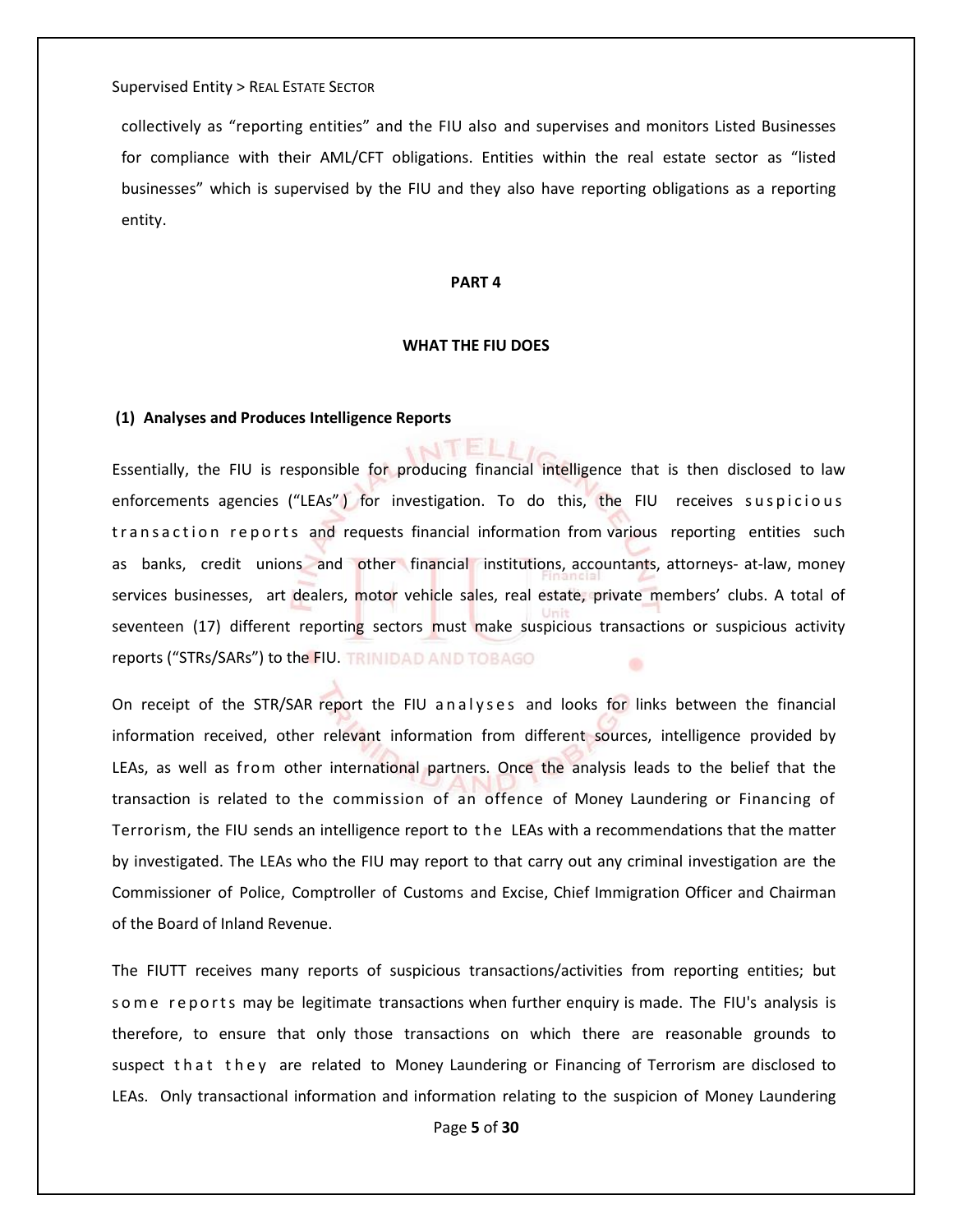collectively as "reporting entities" and the FIU also and supervises and monitors Listed Businesses for compliance with their AML/CFT obligations. Entities within the real estate sector as "listed businesses" which is supervised by the FIU and they also have reporting obligations as a reporting entity.

## PART 4

## WHAT THE FIU DOES

### (1) Analyses and Produces Intelligence Reports

Essentially, the FIU is responsible for producing financial intelligence that is then disclosed to law enforcements agencies ("LEAs") for investigation. To do this, the FIU receives suspicious transaction reports and requests financial information from various reporting entities such as banks, credit unions and other financial institutions, accountants, attorneys- at-law, money services businesses, art dealers, motor vehicle sales, real estate, private members' clubs. A total of seventeen (17) different reporting sectors must make suspicious transactions or suspicious activity reports ("STRs/SARs") to the FIU.

On receipt of the STR/SAR report the FIU analyses and looks for links between the financial information received, other relevant information from different sources, intelligence provided by LEAs, as well as from other international partners. Once the analysis leads to the belief that the transaction is related to the commission of an offence of Money Laundering or Financing of Terrorism, the FIU sends an intelligence report to the LEAs with a recommendations that the matter by investigated. The LEAs who the FIU may report to that carry out any criminal investigation are the Commissioner of Police, Comptroller of Customs and Excise, Chief Immigration Officer and Chairman of the Board of Inland Revenue.

The FIUTT receives many reports of suspicious transactions/activities from reporting entities; but some reports may be legitimate transactions when further enquiry is made. The FIU's analysis is therefore, to ensure that only those transactions on which there are reasonable grounds to suspect that they are related to Money Laundering or Financing of Terrorism are disclosed to LEAs. Only transactional information and information relating to the suspicion of Money Laundering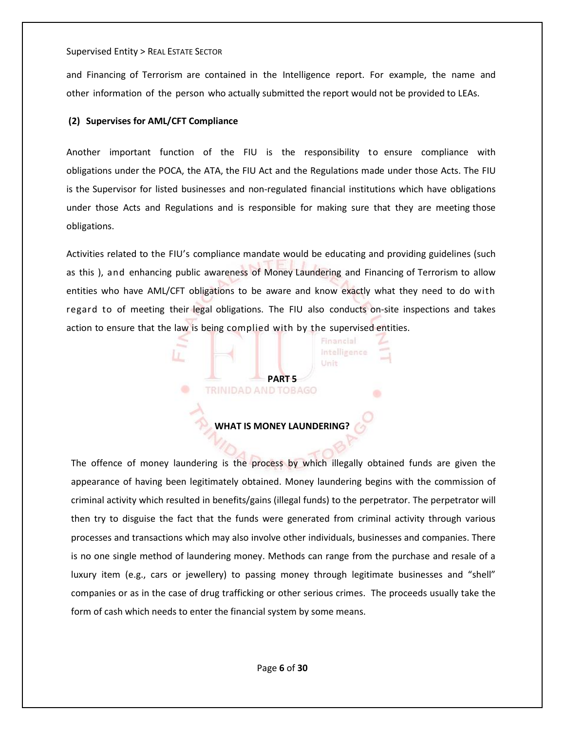and Financing of Terrorism are contained in the Intelligence report. For example, the name and other information of the person who actually submitted the report would not be provided to LEAs.

**(2) Supervises for AML/CFT Compliance**

Another important function of the FIU is the responsibility to ensure compliance with obligations under the POCA, the ATA, the FIU Act and the Regulations made under those Acts. The FIU is the Supervisor for listed businesses and non-regulated financial institutions which have obligations under those Acts and Regulations and is responsible for making sure that they are meeting those obligations.

Activities related to the FIU's compliance mandate would be educating and providing guidelines (such as this ), and enhancing public awareness of Money Laundering and Financing of Terrorism to allow entities who have AML/CFT obligations to be aware and know exactly what they need to do with regard to of meeting their legal obligations. The FIU also conducts on-site inspections and takes action to ensure that the law is being complied with by the supervised entities.

## PART 5

## WHAT IS MONEY LAUNDERING?

The offence of money laundering is the process by which illegally obtained funds are given the appearance of having been legitimately obtained. Money laundering begins with the commission of criminal activity which resulted in benefits/gains (illegal funds) to the perpetrator. The perpetrator will then try to disguise the fact that the funds were generated from criminal activity through various processes and transactions which may also involve other individuals, businesses and companies. There is no one single method of laundering money. Methods can range from the purchase and resale of a luxury item (e.g., cars or jewellery) to passing money through legitimate businesses and "shell" companies or as in the case of drug trafficking or other serious crimes. The proceeds usually take the form of cash which needs to enter the financial system by some means.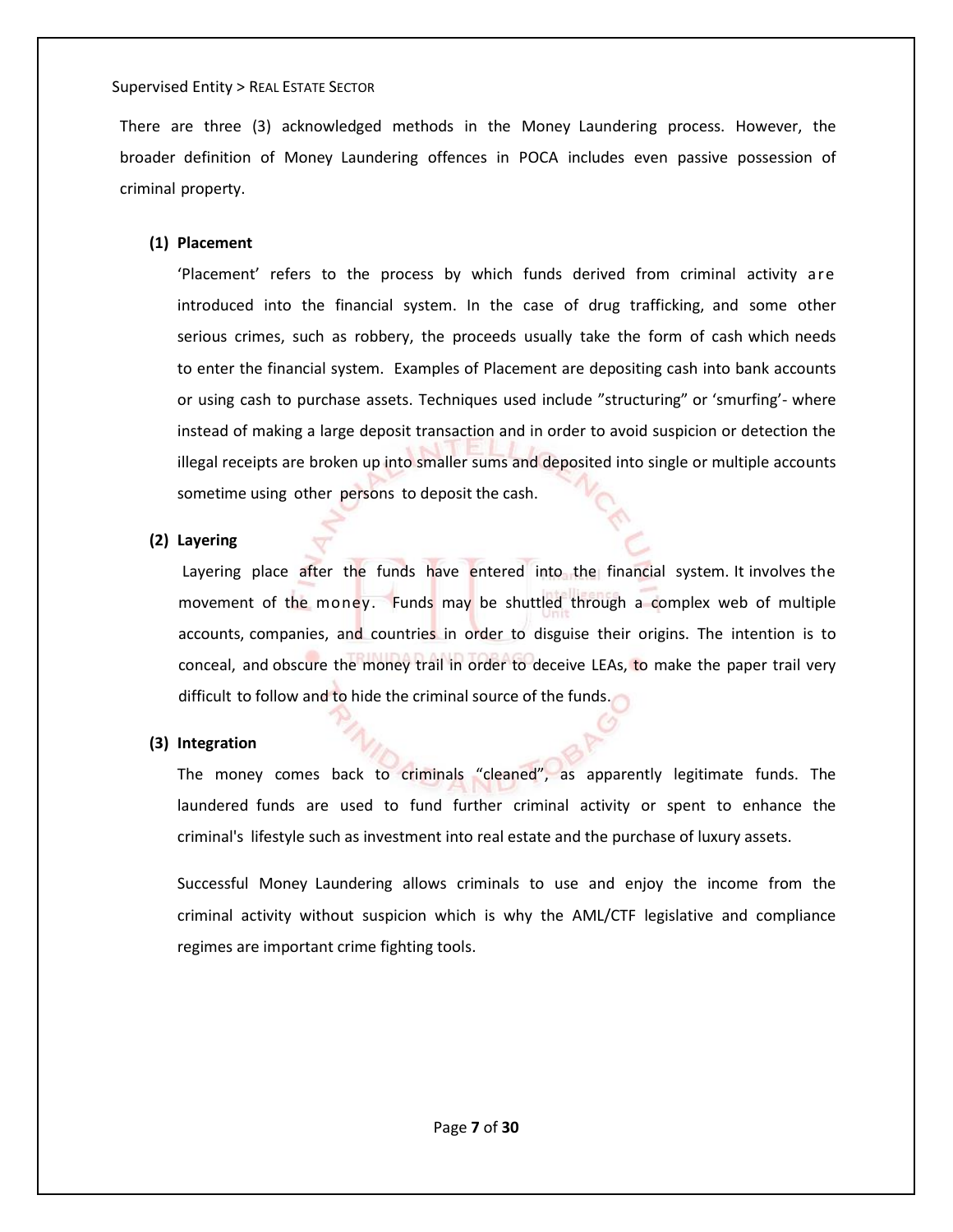There are three (3) acknowledged methods in the Money Laundering process. However, the broader definition of Money Laundering offences in POCA includes even passive possession of criminal property.

**(1) Placement**

'Placement' refers to the process by which funds derived from criminal activity are introduced into the financial system. In the case of drug trafficking, and some other serious crimes, such as robbery, the proceeds usually take the form of cash which needs to enter the financial system. Examples of Placement are depositing cash into bank accounts or using cash to purchase assets. Techniques used include "structuring" or 'smurfing'- where instead of making a large deposit transaction and in order to avoid suspicion or detection the illegal receipts are broken up into smaller sums and deposited into single or multiple accounts sometime using other persons to deposit the cash.

**(2) Layering**

Layering place after the funds have entered into the financial system. It involves the movement of the money. Funds may be shuttled through a complex web of multiple accounts, companies, and countries in order to disguise their origins. The intention is to conceal, and obscure the money trail in order to deceive LEAs, to make the paper trail very difficult to follow and to hide the criminal source of the funds.

**(3) Integration**

The money comes back to criminals "cleaned", as apparently legitimate funds. The laundered funds are used to fund further criminal activity or spent to enhance the criminal's lifestyle such as investment into real estate and the purchase of luxury assets.

Successful Money Laundering allows criminals to use and enjoy the income from the criminal activity without suspicion which is why the AML/CTF legislative and compliance regimes are important crime fighting tools.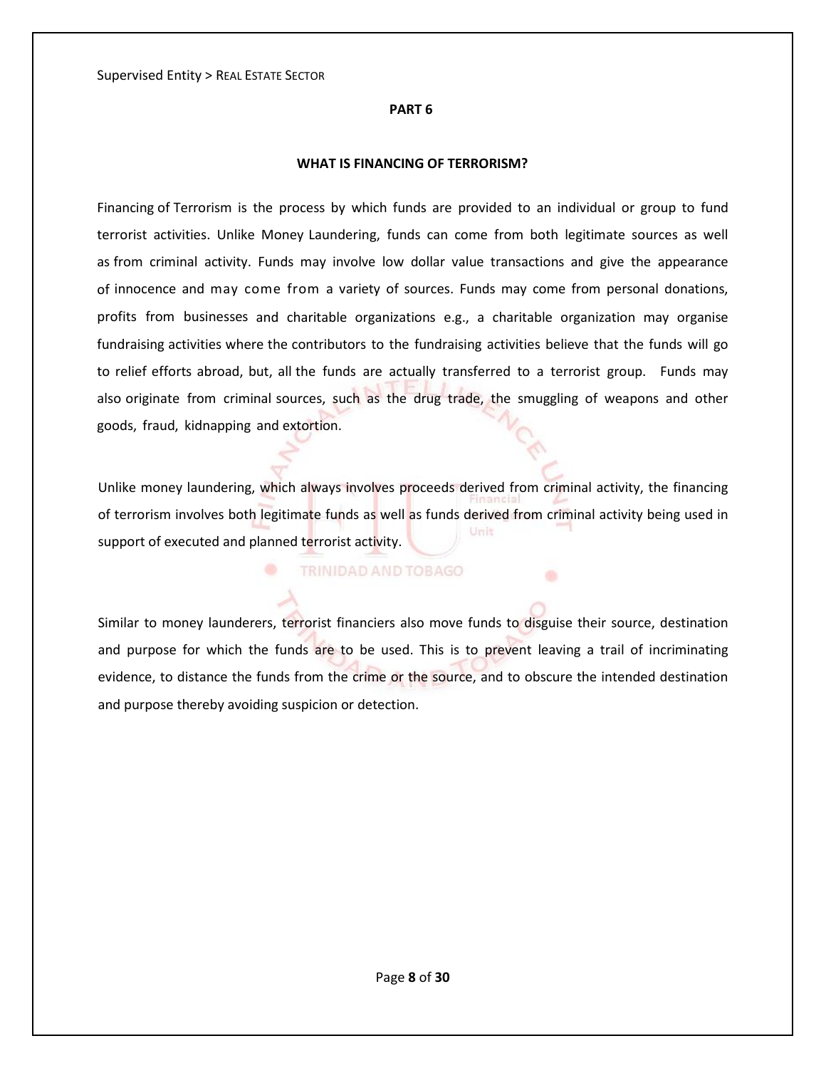## PART 6

### WHAT IS FINANCING OF TERRORISM?

Financing of Terrorism is the process by which funds are provided to an individual or group to fund terrorist activities. Unlike Money Laundering, funds can come from both legitimate sources as well as from criminal activity. Funds may involve low dollar value transactions and give the appearance of innocence and may come from a variety of sources. Funds may come from personal donations, profits from businesses and charitable organizations e.g., a charitable organization may organise fundraising activities where the contributors to the fundraising activities believe that the funds will go to relief efforts abroad, but, all the funds are actually transferred to a terrorist group. Funds may also originate from criminal sources, such as the drug trade, the smuggling of weapons and other goods, fraud, kidnapping and extortion.

Unlike money laundering, which always involves proceeds derived from criminal activity, the financing of terrorism involves both legitimate funds as well as funds derived from criminal activity being used in support of executed and planned terrorist activity.

Similar to money launderers, terrorist financiers also move funds to disguise their source, destination and purpose for which the funds are to be used. This is to prevent leaving a trail of incriminating evidence, to distance the funds from the crime or the source, and to obscure the intended destination and purpose thereby avoiding suspicion or detection.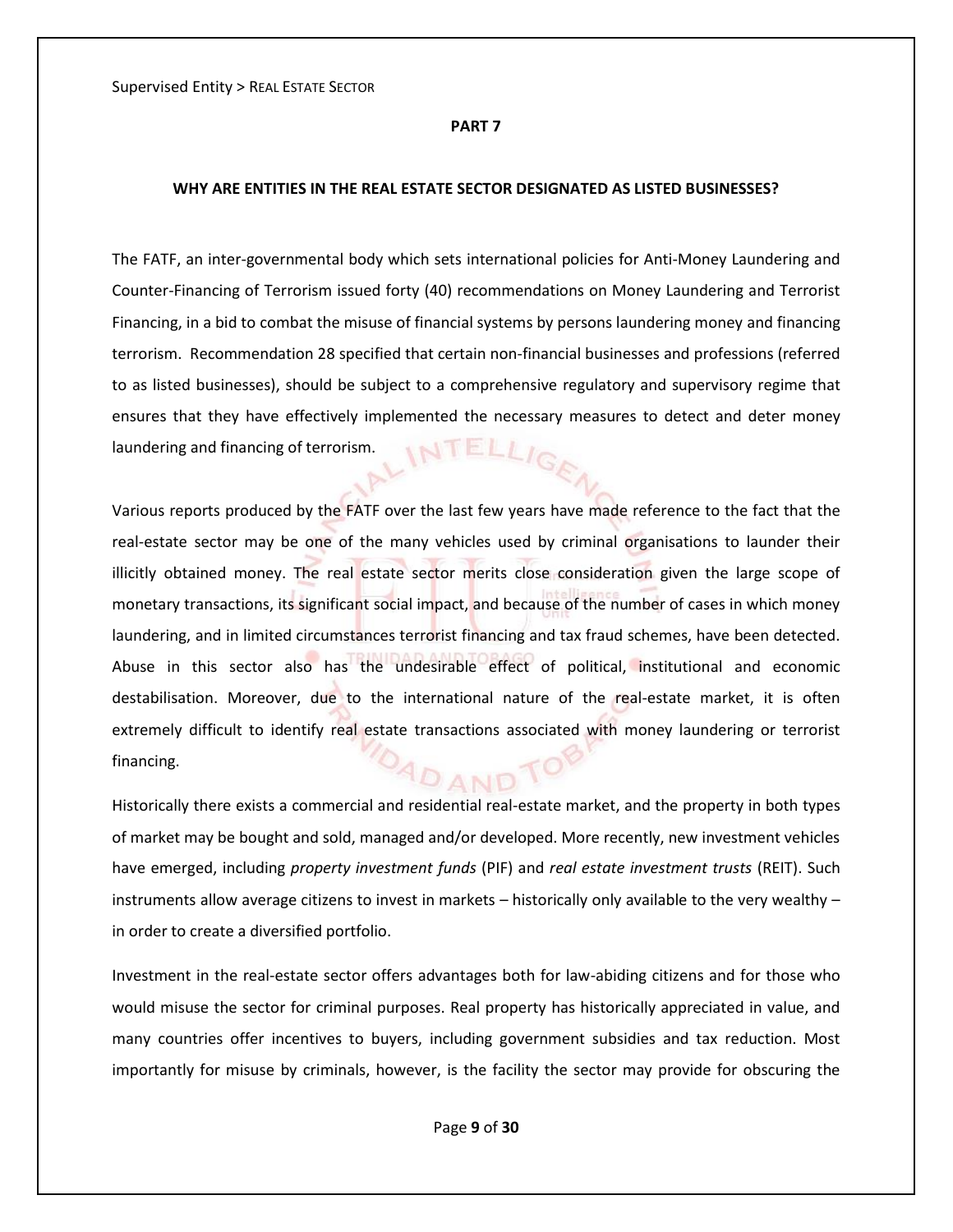## PART 7

### WHY ARE ENTITIES IN THE REAL ESTATE SECTOR DESIGNATED AS LISTED BUSINESSES?

The FATF, an inter-governmental body which sets international policies for Anti-Money Laundering and Counter-Financing of Terrorism issued forty (40) recommendations on Money Laundering and Terrorist Financing, in a bid to combat the misuse of financial systems by persons laundering money and financing terrorism. Recommendation 28 specified that certain non-financial businesses and professions (referred to as listed businesses), should be subject to a comprehensive regulatory and supervisory regime that ensures that they have effectively implemented the necessary measures to detect and deter money laundering and financing of terrorism.

Various reports produced by the FATF over the last few years have made reference to the fact that the real-estate sector may be one of the many vehicles used by criminal organisations to launder their illicitly obtained money. The real estate sector merits close consideration given the large scope of monetary transactions, its significant social impact, and because of the number of cases in which money laundering, and in limited circumstances terrorist financing and tax fraud schemes, have been detected. Abuse in this sector also has the undesirable effect of political, institutional and economic destabilisation. Moreover, due to the international nature of the real-estate market, it is often extremely difficult to identify real estate transactions associated with money laundering or terrorist financing.

Historically there exists a commercial and residential real-estate market, and the property in both types of market may be bought and sold, managed and/or developed. More recently, new investment vehicles have emerged, including *property investment funds* (PIF) and *real estate investment trusts* (REIT). Such instruments allow average citizens to invest in markets – historically only available to the very wealthy – in order to create a diversified portfolio.

Investment in the real-estate sector offers advantages both for law-abiding citizens and for those who would misuse the sector for criminal purposes. Real property has historically appreciated in value, and many countries offer incentives to buyers, including government subsidies and tax reduction. Most importantly for misuse by criminals, however, is the facility the sector may provide for obscuring the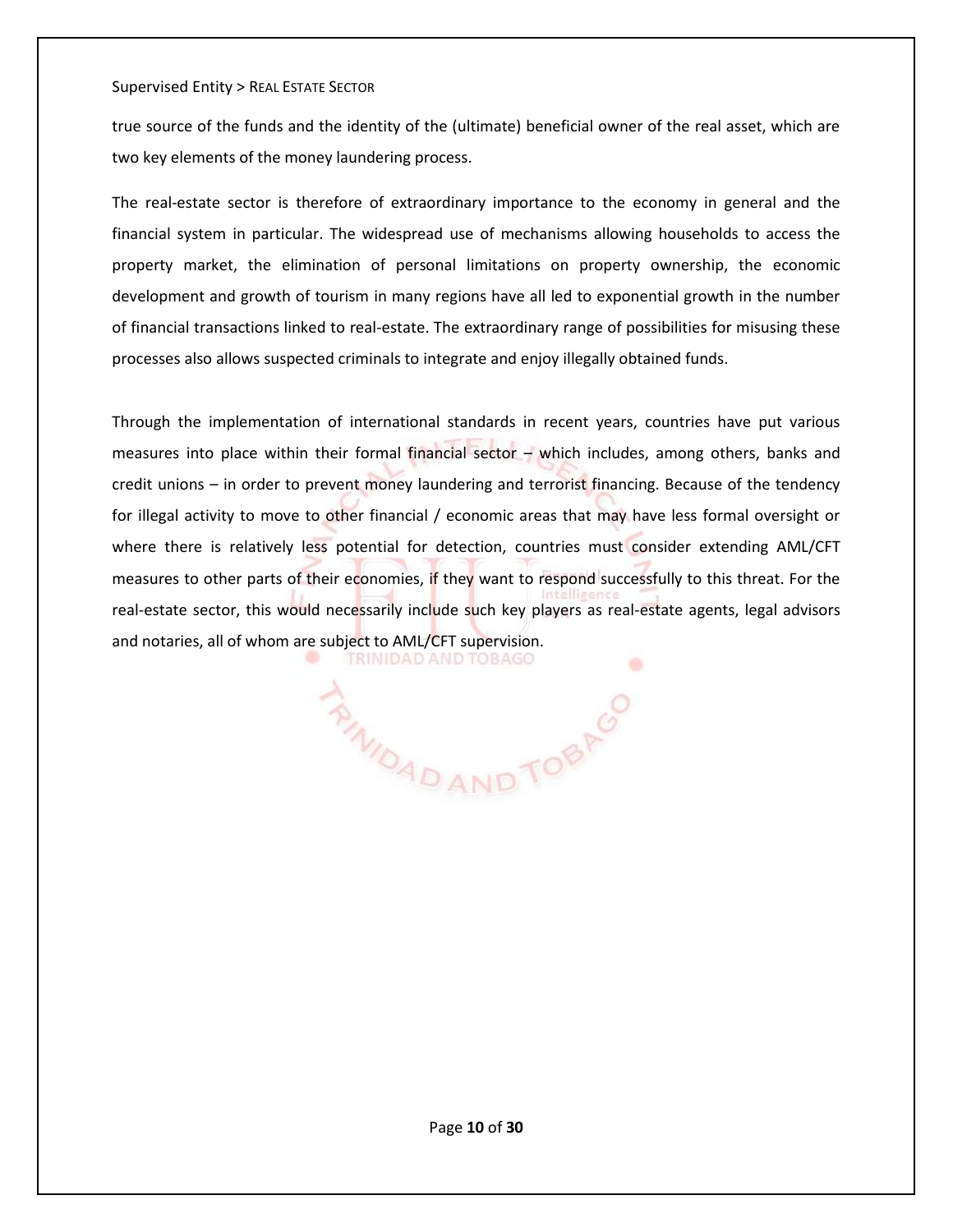true source of the funds and the identity of the (ultimate) beneficial owner of the real asset, which are two key elements of the money laundering process.

The real-estate sector is therefore of extraordinary importance to the economy in general and the financial system in particular. The widespread use of mechanisms allowing households to access the property market, the elimination of personal limitations on property ownership, the economic development and growth of tourism in many regions have all led to exponential growth in the number of financial transactions linked to real-estate. The extraordinary range of possibilities for misusing these processes also allows suspected criminals to integrate and enjoy illegally obtained funds.

Through the implementation of international standards in recent years, countries have put various measures into place within their formal financial sector – which includes, among others, banks and credit unions – in order to prevent money laundering and terrorist financing. Because of the tendency for illegal activity to move to other financial / economic areas that may have less formal oversight or where there is relatively less potential for detection, countries must consider extending AML/CFT measures to other parts of their economies, if they want to respond successfully to this threat. For the real-estate sector, this would necessarily include such key players as real-estate agents, legal advisors and notaries, all of whom are subject to AML/CFT supervision.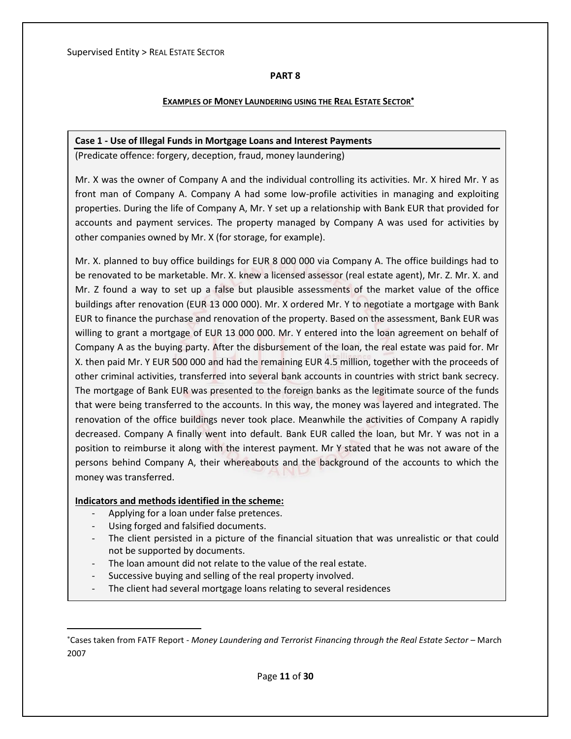## PART 8

### EXAMPLES OF MONEY LAUNDERING USING THE REAL ESTATE SECTOR*

**Case 1 - Use of Illegal Funds in Mortgage Loans and Interest Payments**

(Predicate offence: forgery, deception, fraud, money laundering)

Mr. X was the owner of Company A and the individual controlling its activities. Mr. X hired Mr. Y as front man of Company A. Company A had some low-profile activities in managing and exploiting properties. During the life of Company A, Mr. Y set up a relationship with Bank EUR that provided for accounts and payment services. The property managed by Company A was used for activities by other companies owned by Mr. X (for storage, for example).

Mr. X. planned to buy office buildings for EUR 8 000 000 via Company A. The office buildings had to be renovated to be marketable. Mr. X. knew a licensed assessor (real estate agent), Mr. Z. Mr. X. and Mr. Z found a way to set up a false but plausible assessments of the market value of the office buildings after renovation (EUR 13 000 000). Mr. X ordered Mr. Y to negotiate a mortgage with Bank EUR to finance the purchase and renovation of the property. Based on the assessment, Bank EUR was willing to grant a mortgage of EUR 13 000 000. Mr. Y entered into the loan agreement on behalf of Company A as the buying party. After the disbursement of the loan, the real estate was paid for. Mr X. then paid Mr. Y EUR 500 000 and had the remaining EUR 4.5 million, together with the proceeds of other criminal activities, transferred into several bank accounts in countries with strict bank secrecy. The mortgage of Bank EUR was presented to the foreign banks as the legitimate source of the funds that were being transferred to the accounts. In this way, the money was layered and integrated. The renovation of the office buildings never took place. Meanwhile the activities of Company A rapidly decreased. Company A finally went into default. Bank EUR called the loan, but Mr. Y was not in a position to reimburse it along with the interest payment. Mr Y stated that he was not aware of the persons behind Company A, their whereabouts and the background of the accounts to which the money was transferred.

**Indicators and methods identified in the scheme:**

- Applying for a loan under false pretences.
- Using forged and falsified documents.
- The client persisted in a picture of the financial situation that was unrealistic or that could not be supported by documents.
- The loan amount did not relate to the value of the real estate.
- Successive buying and selling of the real property involved.
- The client had several mortgage loans relating to several residences

---

*Cases taken from FATF Report - *Money Laundering and Terrorist Financing through the Real Estate Sector* – March 2007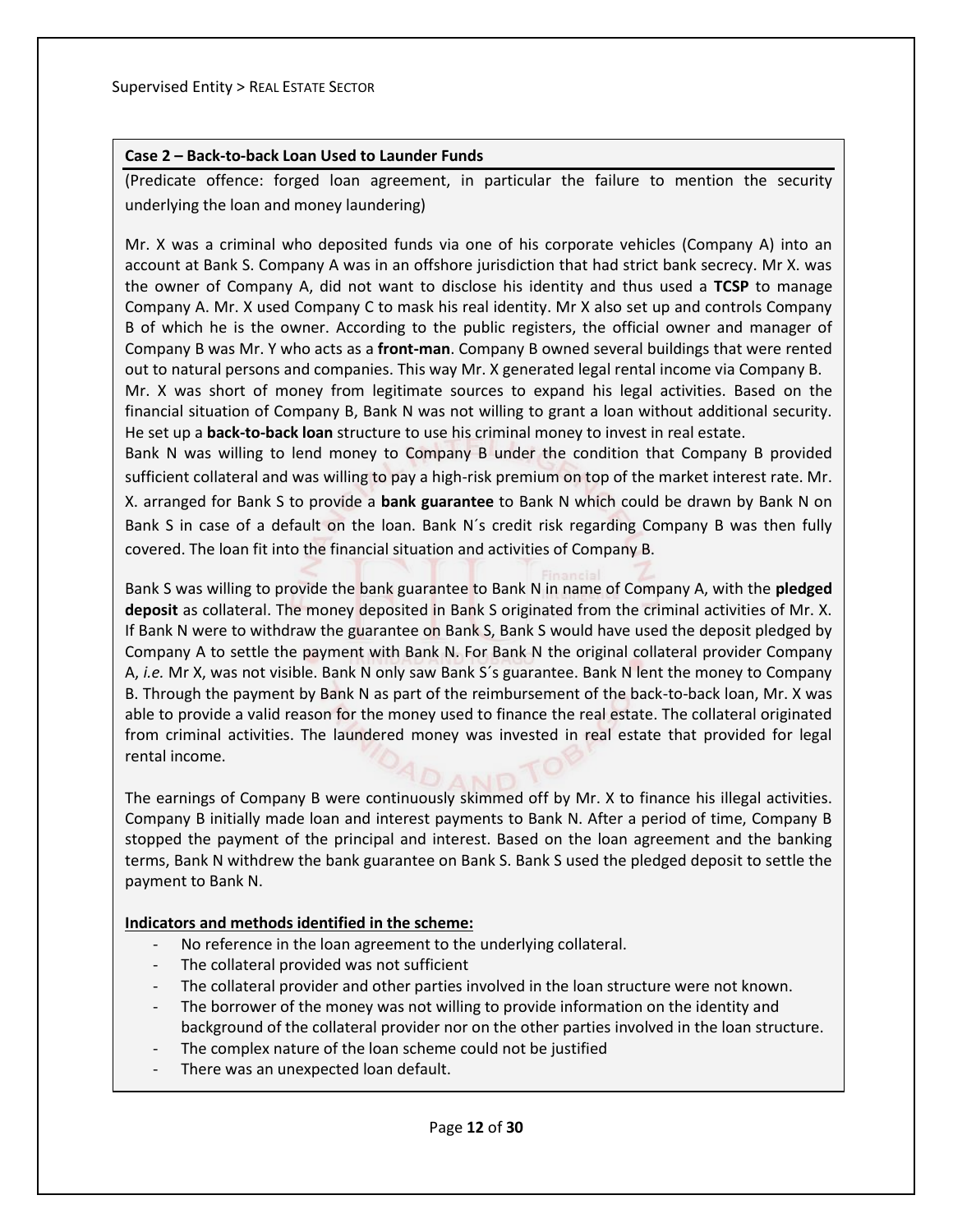**Case 2 – Back-to-back Loan Used to Launder Funds**

(Predicate offence: forged loan agreement, in particular the failure to mention the security underlying the loan and money laundering)

Mr. X was a criminal who deposited funds via one of his corporate vehicles (Company A) into an account at Bank S. Company A was in an offshore jurisdiction that had strict bank secrecy. Mr X. was the owner of Company A, did not want to disclose his identity and thus used a **TCSP** to manage Company A. Mr. X used Company C to mask his real identity. Mr X also set up and controls Company B of which he is the owner. According to the public registers, the official owner and manager of Company B was Mr. Y who acts as a **front-man**. Company B owned several buildings that were rented out to natural persons and companies. This way Mr. X generated legal rental income via Company B. Mr. X was short of money from legitimate sources to expand his legal activities. Based on the financial situation of Company B, Bank N was not willing to grant a loan without additional security. He set up a **back-to-back loan** structure to use his criminal money to invest in real estate. Bank N was willing to lend money to Company B under the condition that Company B provided sufficient collateral and was willing to pay a high-risk premium on top of the market interest rate. Mr. X. arranged for Bank S to provide a **bank guarantee** to Bank N which could be drawn by Bank N on Bank S in case of a default on the loan. Bank N´s credit risk regarding Company B was then fully covered. The loan fit into the financial situation and activities of Company B.

Bank S was willing to provide the bank guarantee to Bank N in name of Company A, with the **pledged deposit** as collateral. The money deposited in Bank S originated from the criminal activities of Mr. X. If Bank N were to withdraw the guarantee on Bank S, Bank S would have used the deposit pledged by Company A to settle the payment with Bank N. For Bank N the original collateral provider Company A, *i.e.* Mr X, was not visible. Bank N only saw Bank S´s guarantee. Bank N lent the money to Company B. Through the payment by Bank N as part of the reimbursement of the back-to-back loan, Mr. X was able to provide a valid reason for the money used to finance the real estate. The collateral originated from criminal activities. The laundered money was invested in real estate that provided for legal rental income.

The earnings of Company B were continuously skimmed off by Mr. X to finance his illegal activities. Company B initially made loan and interest payments to Bank N. After a period of time, Company B stopped the payment of the principal and interest. Based on the loan agreement and the banking terms, Bank N withdrew the bank guarantee on Bank S. Bank S used the pledged deposit to settle the payment to Bank N.

**Indicators and methods identified in the scheme:**

- No reference in the loan agreement to the underlying collateral.
- The collateral provided was not sufficient
- The collateral provider and other parties involved in the loan structure were not known.
- The borrower of the money was not willing to provide information on the identity and background of the collateral provider nor on the other parties involved in the loan structure.
- The complex nature of the loan scheme could not be justified
- There was an unexpected loan default.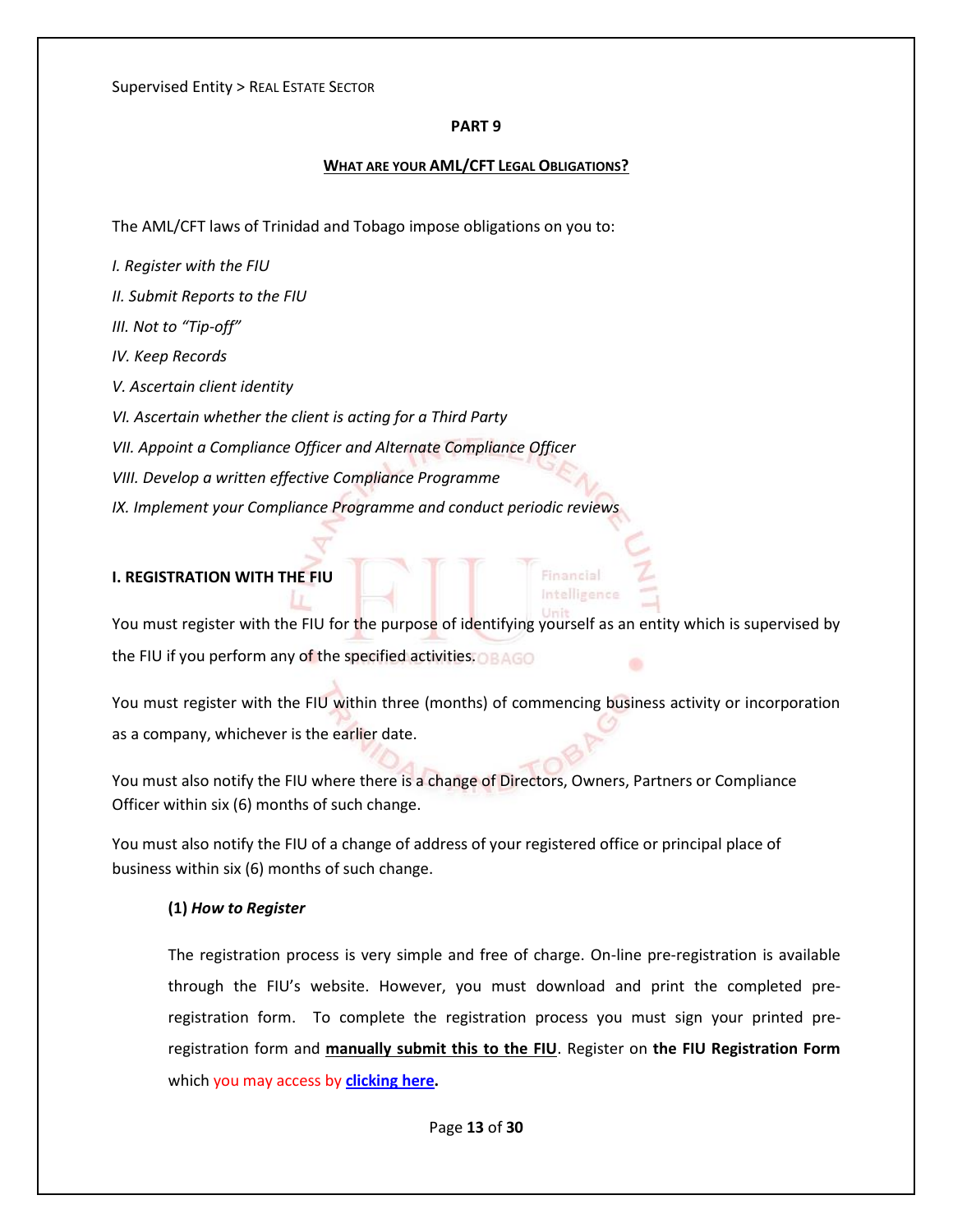Supervised Entity > REAL ESTATE SECTOR

## PART 9

### WHAT ARE YOUR AML/CFT LEGAL OBLIGATIONS?

The AML/CFT laws of Trinidad and Tobago impose obligations on you to:

*I. Register with the FIU*

*II. Submit Reports to the FIU*

*III. Not to "Tip-off"*

*IV. Keep Records*

*V. Ascertain client identity*

*VI. Ascertain whether the client is acting for a Third Party*

*VII. Appoint a Compliance Officer and Alternate Compliance Officer*

*VIII. Develop a written effective Compliance Programme*

*IX. Implement your Compliance Programme and conduct periodic reviews*

### I. REGISTRATION WITH THE FIU

You must register with the FIU for the purpose of identifying yourself as an entity which is supervised by the FIU if you perform any of the specified activities.

You must register with the FIU within three (months) of commencing business activity or incorporation as a company, whichever is the earlier date.

You must also notify the FIU where there is a change of Directors, Owners, Partners or Compliance Officer within six (6) months of such change.

You must also notify the FIU of a change of address of your registered office or principal place of business within six (6) months of such change.

#### (1) *How to Register*

The registration process is very simple and free of charge. On-line pre-registration is available through the FIU's website. However, you must download and print the completed pre-registration form. To complete the registration process you must sign your printed pre-registration form and **manually submit this to the FIU**. Register on **the FIU Registration Form** which you may access by **clicking here.**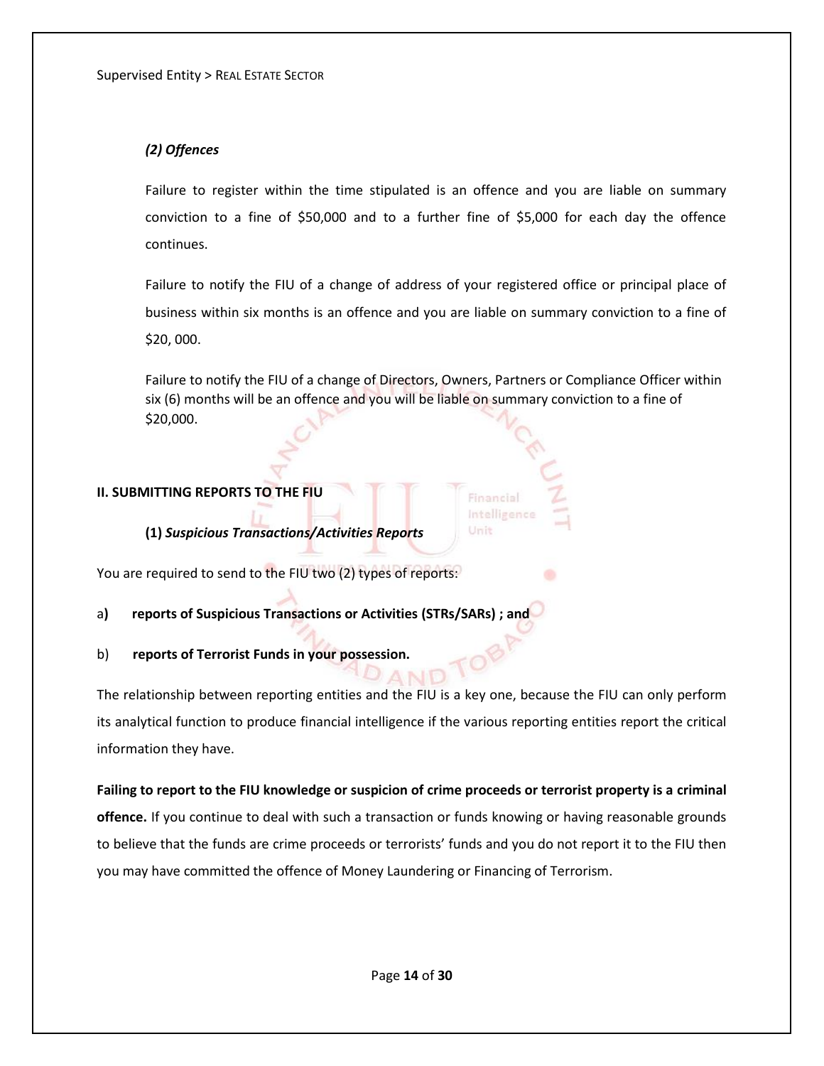### *(2) Offences*

Failure to register within the time stipulated is an offence and you are liable on summary conviction to a fine of $50,000 and to a further fine of $5,000 for each day the offence continues.

Failure to notify the FIU of a change of address of your registered office or principal place of business within six months is an offence and you are liable on summary conviction to a fine of $20, 000.

Failure to notify the FIU of a change of Directors, Owners, Partners or Compliance Officer within six (6) months will be an offence and you will be liable on summary conviction to a fine of $20,000.

## II. SUBMITTING REPORTS TO THE FIU

### (1) *Suspicious Transactions/Activities Reports*

You are required to send to the FIU two (2) types of reports:

a**)** **reports of Suspicious Transactions or Activities (STRs/SARs) ; and**

b) **reports of Terrorist Funds in your possession.**

The relationship between reporting entities and the FIU is a key one, because the FIU can only perform its analytical function to produce financial intelligence if the various reporting entities report the critical information they have.

**Failing to report to the FIU knowledge or suspicion of crime proceeds or terrorist property is a criminal offence.** If you continue to deal with such a transaction or funds knowing or having reasonable grounds to believe that the funds are crime proceeds or terrorists' funds and you do not report it to the FIU then you may have committed the offence of Money Laundering or Financing of Terrorism.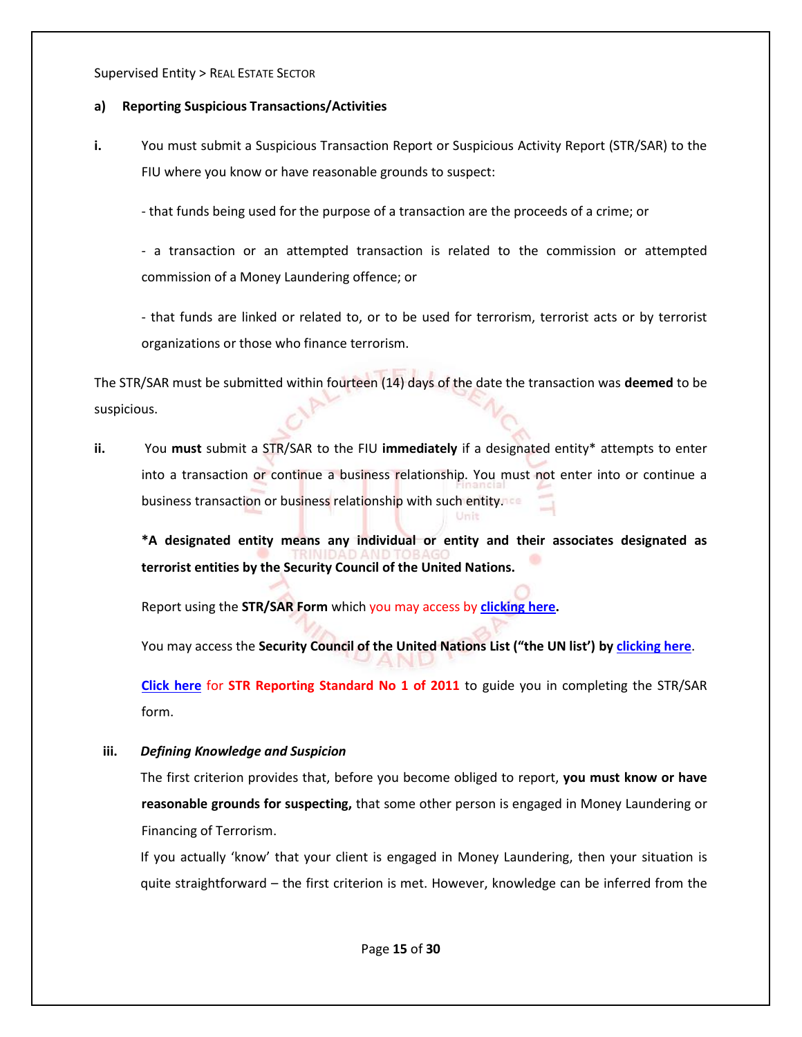Supervised Entity > REAL ESTATE SECTOR

**a) Reporting Suspicious Transactions/Activities**

**i.** You must submit a Suspicious Transaction Report or Suspicious Activity Report (STR/SAR) to the FIU where you know or have reasonable grounds to suspect:

- that funds being used for the purpose of a transaction are the proceeds of a crime; or

- a transaction or an attempted transaction is related to the commission or attempted commission of a Money Laundering offence; or

- that funds are linked or related to, or to be used for terrorism, terrorist acts or by terrorist organizations or those who finance terrorism.

The STR/SAR must be submitted within fourteen (14) days of the date the transaction was **deemed** to be suspicious.

**ii.** You **must** submit a STR/SAR to the FIU **immediately** if a designated entity* attempts to enter into a transaction or continue a business relationship. You must not enter into or continue a business transaction or business relationship with such entity.

**\*A designated entity means any individual or entity and their associates designated as terrorist entities by the Security Council of the United Nations.**

Report using the **STR/SAR Form** which you may access by **clicking here.**

You may access the **Security Council of the United Nations List ("the UN list') by** clicking here.

**Click here** for **STR Reporting Standard No 1 of 2011** to guide you in completing the STR/SAR form.

**iii.** ***Defining Knowledge and Suspicion***

The first criterion provides that, before you become obliged to report, **you must know or have reasonable grounds for suspecting,** that some other person is engaged in Money Laundering or Financing of Terrorism.

If you actually 'know' that your client is engaged in Money Laundering, then your situation is quite straightforward – the first criterion is met. However, knowledge can be inferred from the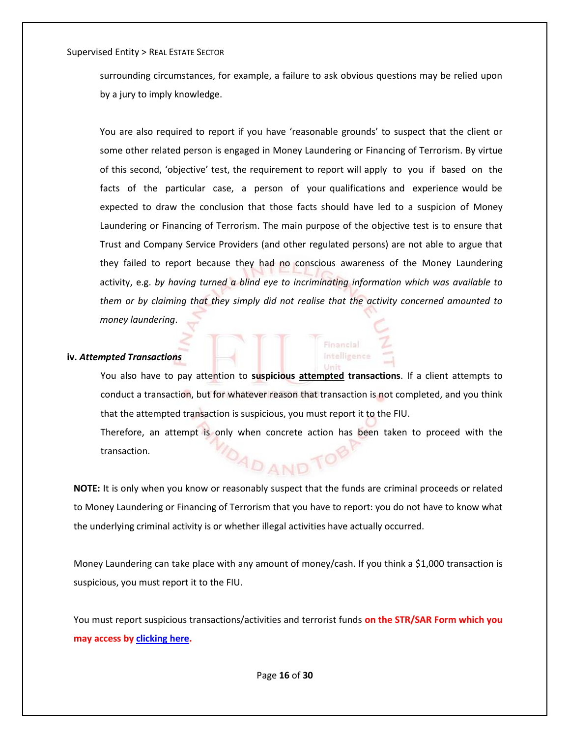surrounding circumstances, for example, a failure to ask obvious questions may be relied upon by a jury to imply knowledge.

You are also required to report if you have 'reasonable grounds' to suspect that the client or some other related person is engaged in Money Laundering or Financing of Terrorism. By virtue of this second, 'objective' test, the requirement to report will apply to you if based on the facts of the particular case, a person of your qualifications and experience would be expected to draw the conclusion that those facts should have led to a suspicion of Money Laundering or Financing of Terrorism. The main purpose of the objective test is to ensure that Trust and Company Service Providers (and other regulated persons) are not able to argue that they failed to report because they had no conscious awareness of the Money Laundering activity, e.g. *by having turned a blind eye to incriminating information which was available to them or by claiming that they simply did not realise that the activity concerned amounted to money laundering*.

**iv. *Attempted Transactions***

You also have to pay attention to **suspicious <u>attempted</u> transactions**. If a client attempts to conduct a transaction, but for whatever reason that transaction is not completed, and you think that the attempted transaction is suspicious, you must report it to the FIU.

Therefore, an attempt is only when concrete action has been taken to proceed with the transaction.

**NOTE:** It is only when you know or reasonably suspect that the funds are criminal proceeds or related to Money Laundering or Financing of Terrorism that you have to report: you do not have to know what the underlying criminal activity is or whether illegal activities have actually occurred.

Money Laundering can take place with any amount of money/cash. If you think a $1,000 transaction is suspicious, you must report it to the FIU.

You must report suspicious transactions/activities and terrorist funds **on the STR/SAR Form which you may access by <u>clicking here</u>.**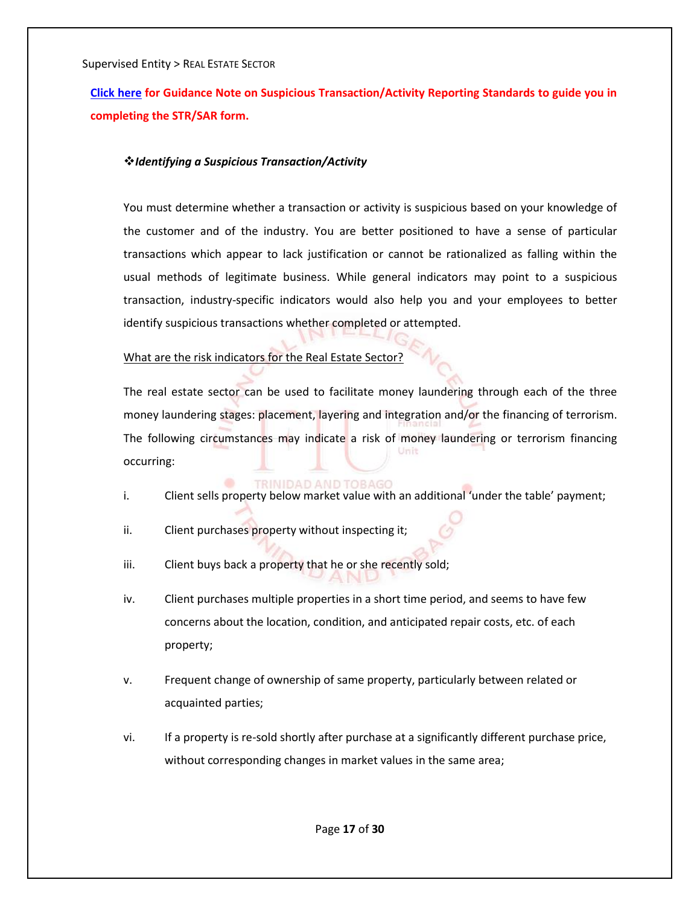Supervised Entity > REAL ESTATE SECTOR

**Click here for Guidance Note on Suspicious Transaction/Activity Reporting Standards to guide you in completing the STR/SAR form.**

### ❖ *Identifying a Suspicious Transaction/Activity*

You must determine whether a transaction or activity is suspicious based on your knowledge of the customer and of the industry. You are better positioned to have a sense of particular transactions which appear to lack justification or cannot be rationalized as falling within the usual methods of legitimate business. While general indicators may point to a suspicious transaction, industry-specific indicators would also help you and your employees to better identify suspicious transactions whether completed or attempted.

<u>What are the risk indicators for the Real Estate Sector?</u>

The real estate sector can be used to facilitate money laundering through each of the three money laundering stages: placement, layering and integration and/or the financing of terrorism. The following circumstances may indicate a risk of money laundering or terrorism financing occurring:

i. Client sells property below market value with an additional 'under the table' payment;

ii. Client purchases property without inspecting it;

iii. Client buys back a property that he or she recently sold;

iv. Client purchases multiple properties in a short time period, and seems to have few concerns about the location, condition, and anticipated repair costs, etc. of each property;

v. Frequent change of ownership of same property, particularly between related or acquainted parties;

vi. If a property is re-sold shortly after purchase at a significantly different purchase price, without corresponding changes in market values in the same area;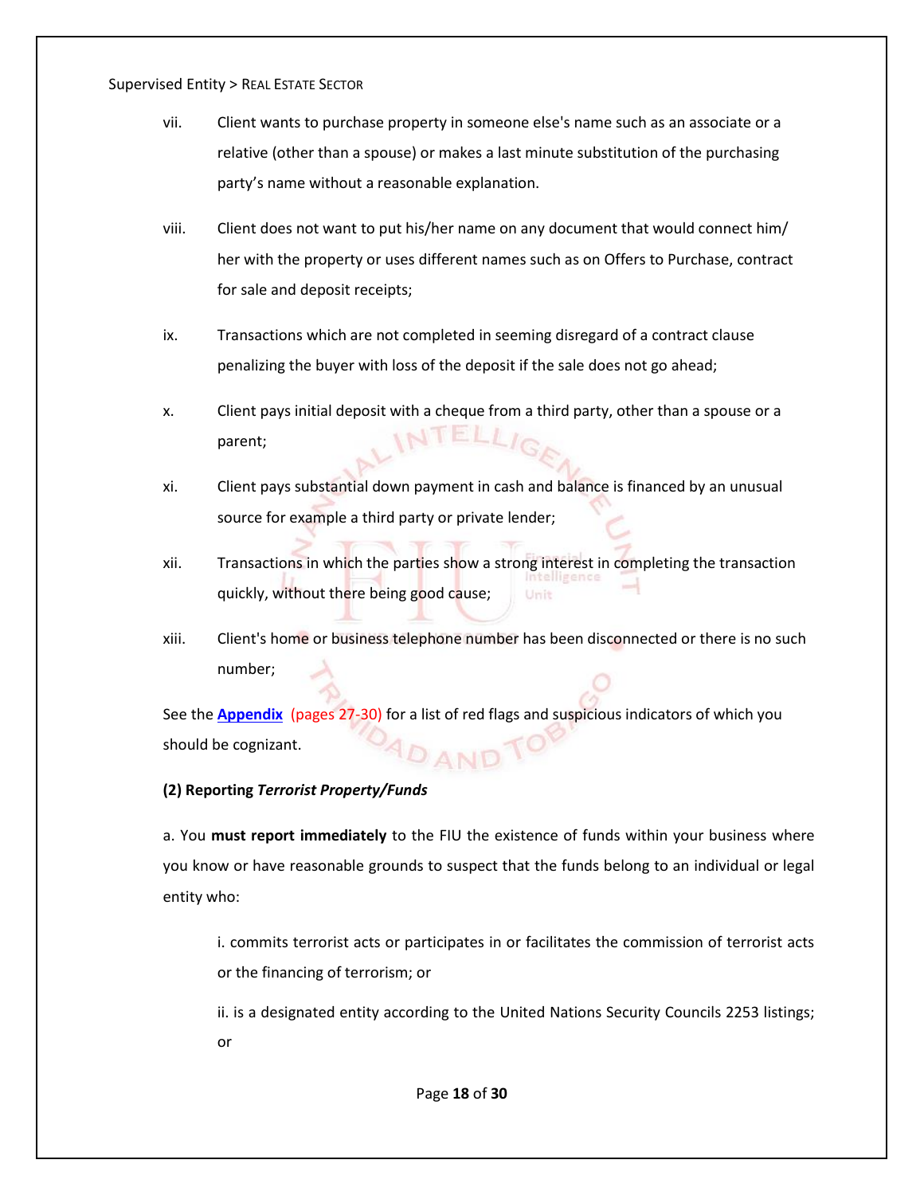vii. Client wants to purchase property in someone else's name such as an associate or a relative (other than a spouse) or makes a last minute substitution of the purchasing party's name without a reasonable explanation.

viii. Client does not want to put his/her name on any document that would connect him/ her with the property or uses different names such as on Offers to Purchase, contract for sale and deposit receipts;

ix. Transactions which are not completed in seeming disregard of a contract clause penalizing the buyer with loss of the deposit if the sale does not go ahead;

x. Client pays initial deposit with a cheque from a third party, other than a spouse or a parent;

xi. Client pays substantial down payment in cash and balance is financed by an unusual source for example a third party or private lender;

xii. Transactions in which the parties show a strong interest in completing the transaction quickly, without there being good cause;

xiii. Client's home or business telephone number has been disconnected or there is no such number;

See the **Appendix** (pages 27-30) for a list of red flags and suspicious indicators of which you should be cognizant.

**(2) Reporting *Terrorist Property/Funds***

a. You **must report immediately** to the FIU the existence of funds within your business where you know or have reasonable grounds to suspect that the funds belong to an individual or legal entity who:

i. commits terrorist acts or participates in or facilitates the commission of terrorist acts or the financing of terrorism; or

ii. is a designated entity according to the United Nations Security Councils 2253 listings; or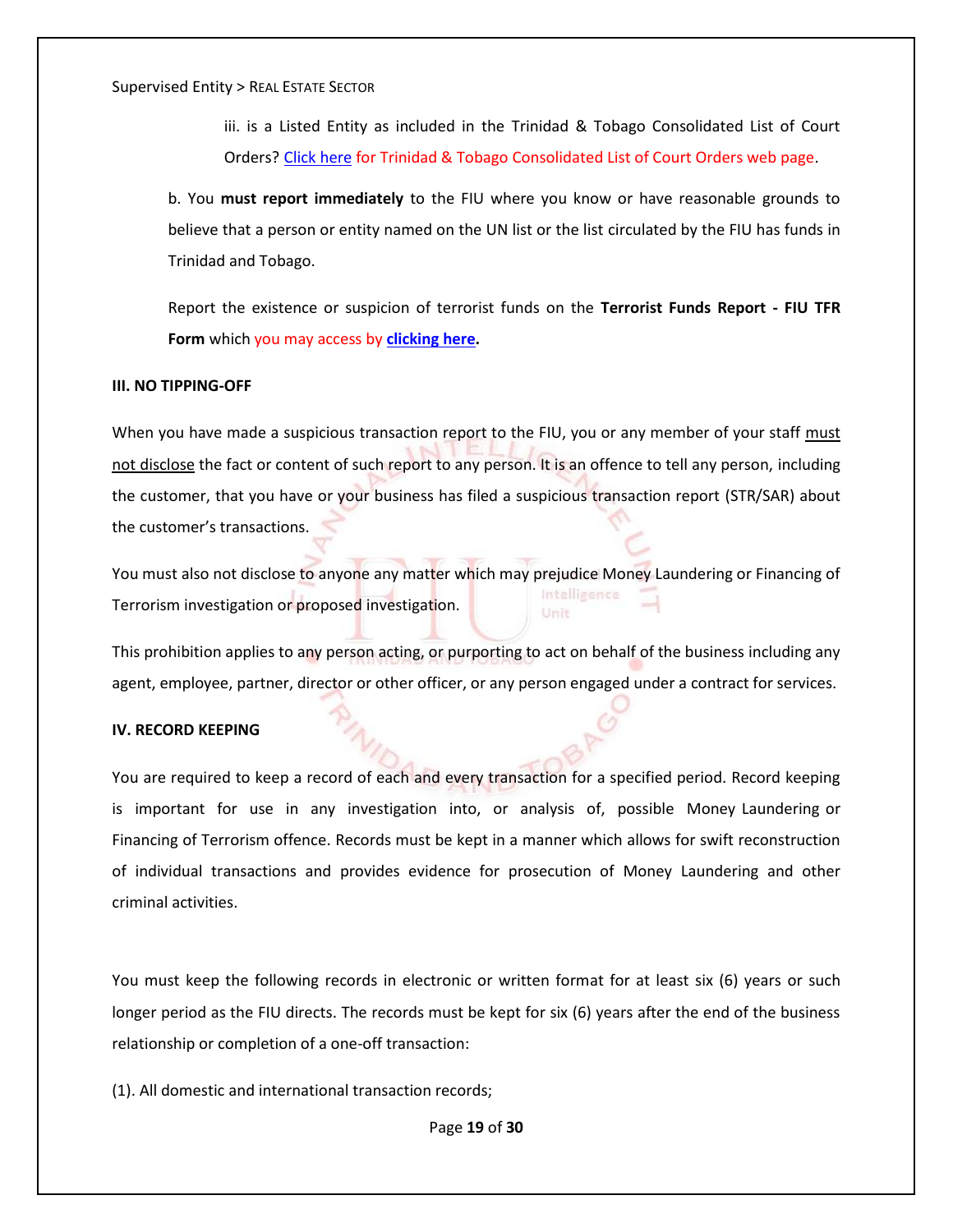iii. is a Listed Entity as included in the Trinidad & Tobago Consolidated List of Court Orders? Click here for Trinidad & Tobago Consolidated List of Court Orders web page.

b. You **must report immediately** to the FIU where you know or have reasonable grounds to believe that a person or entity named on the UN list or the list circulated by the FIU has funds in Trinidad and Tobago.

Report the existence or suspicion of terrorist funds on the **Terrorist Funds Report - FIU TFR Form** which you may access by **clicking here.**

**III. NO TIPPING-OFF**

When you have made a suspicious transaction report to the FIU, you or any member of your staff must not disclose the fact or content of such report to any person. It is an offence to tell any person, including the customer, that you have or your business has filed a suspicious transaction report (STR/SAR) about the customer's transactions.

You must also not disclose to anyone any matter which may prejudice Money Laundering or Financing of Terrorism investigation or proposed investigation.

This prohibition applies to any person acting, or purporting to act on behalf of the business including any agent, employee, partner, director or other officer, or any person engaged under a contract for services.

**IV. RECORD KEEPING**

You are required to keep a record of each and every transaction for a specified period. Record keeping is important for use in any investigation into, or analysis of, possible Money Laundering or Financing of Terrorism offence. Records must be kept in a manner which allows for swift reconstruction of individual transactions and provides evidence for prosecution of Money Laundering and other criminal activities.

You must keep the following records in electronic or written format for at least six (6) years or such longer period as the FIU directs. The records must be kept for six (6) years after the end of the business relationship or completion of a one-off transaction:

(1). All domestic and international transaction records;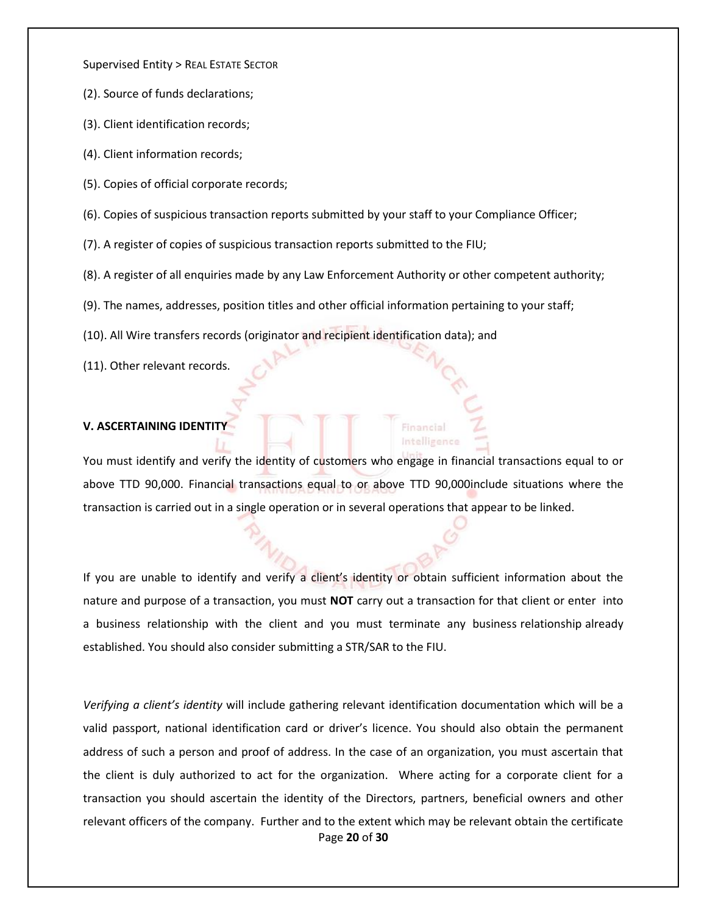(2). Source of funds declarations;

(3). Client identification records;

(4). Client information records;

(5). Copies of official corporate records;

(6). Copies of suspicious transaction reports submitted by your staff to your Compliance Officer;

(7). A register of copies of suspicious transaction reports submitted to the FIU;

(8). A register of all enquiries made by any Law Enforcement Authority or other competent authority;

(9). The names, addresses, position titles and other official information pertaining to your staff;

(10). All Wire transfers records (originator and recipient identification data); and

(11). Other relevant records.

**V. ASCERTAINING IDENTITY**

You must identify and verify the identity of customers who engage in financial transactions equal to or above TTD 90,000. Financial transactions equal to or above TTD 90,000include situations where the transaction is carried out in a single operation or in several operations that appear to be linked.

If you are unable to identify and verify a client's identity or obtain sufficient information about the nature and purpose of a transaction, you must **NOT** carry out a transaction for that client or enter into a business relationship with the client and you must terminate any business relationship already established. You should also consider submitting a STR/SAR to the FIU.

*Verifying a client's identity* will include gathering relevant identification documentation which will be a valid passport, national identification card or driver's licence. You should also obtain the permanent address of such a person and proof of address. In the case of an organization, you must ascertain that the client is duly authorized to act for the organization. Where acting for a corporate client for a transaction you should ascertain the identity of the Directors, partners, beneficial owners and other relevant officers of the company. Further and to the extent which may be relevant obtain the certificate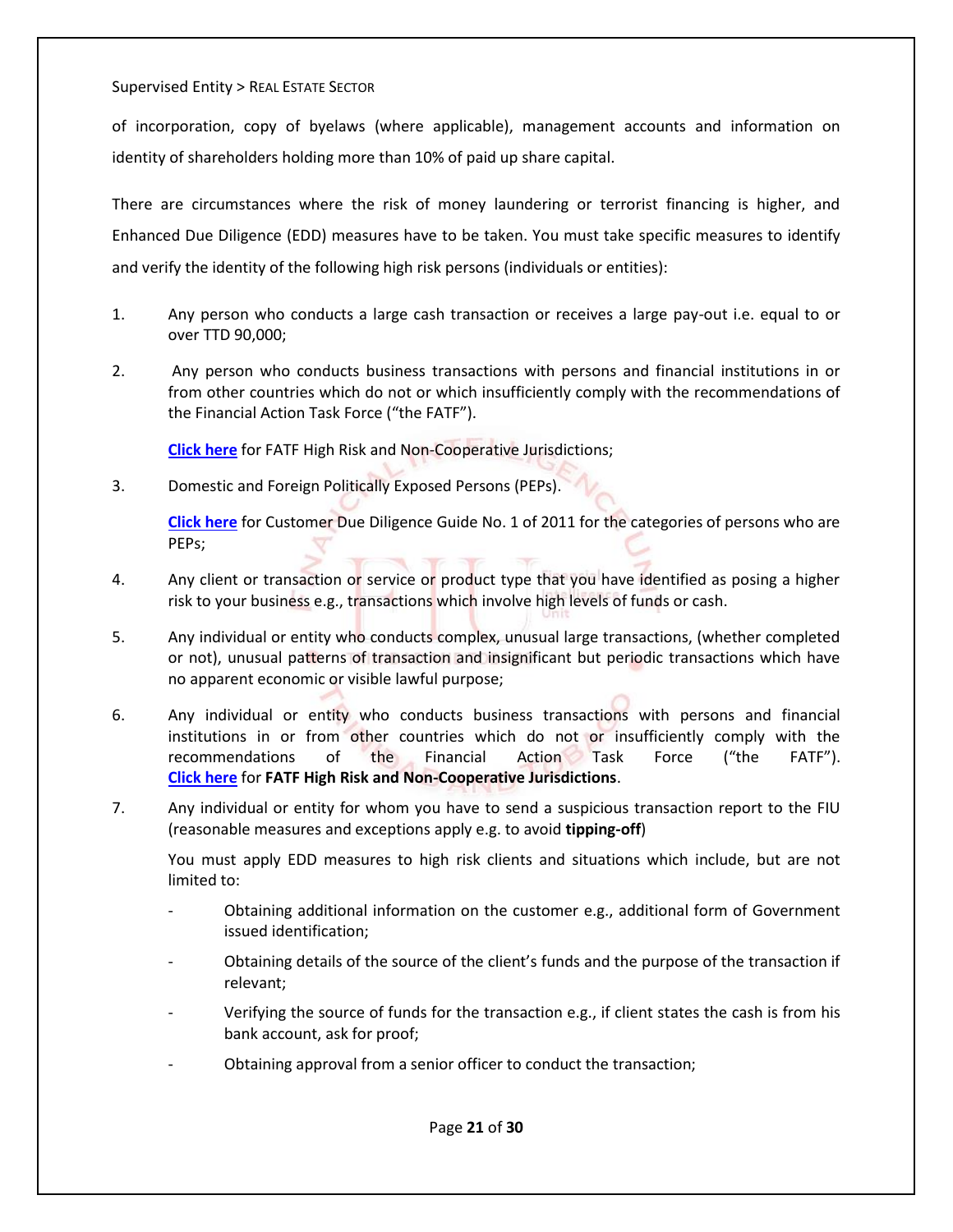of incorporation, copy of byelaws (where applicable), management accounts and information on identity of shareholders holding more than 10% of paid up share capital.

There are circumstances where the risk of money laundering or terrorist financing is higher, and Enhanced Due Diligence (EDD) measures have to be taken. You must take specific measures to identify and verify the identity of the following high risk persons (individuals or entities):

1. Any person who conducts a large cash transaction or receives a large pay-out i.e. equal to or over TTD 90,000;

2. Any person who conducts business transactions with persons and financial institutions in or from other countries which do not or which insufficiently comply with the recommendations of the Financial Action Task Force ("the FATF").

   **Click here** for FATF High Risk and Non-Cooperative Jurisdictions;

3. Domestic and Foreign Politically Exposed Persons (PEPs).

   **Click here** for Customer Due Diligence Guide No. 1 of 2011 for the categories of persons who are PEPs;

4. Any client or transaction or service or product type that you have identified as posing a higher risk to your business e.g., transactions which involve high levels of funds or cash.

5. Any individual or entity who conducts complex, unusual large transactions, (whether completed or not), unusual patterns of transaction and insignificant but periodic transactions which have no apparent economic or visible lawful purpose;

6. Any individual or entity who conducts business transactions with persons and financial institutions in or from other countries which do not or insufficiently comply with the recommendations of the Financial Action Task Force ("the FATF"). **Click here** for **FATF High Risk and Non-Cooperative Jurisdictions**.

7. Any individual or entity for whom you have to send a suspicious transaction report to the FIU (reasonable measures and exceptions apply e.g. to avoid **tipping-off**)

   You must apply EDD measures to high risk clients and situations which include, but are not limited to:

   - Obtaining additional information on the customer e.g., additional form of Government issued identification;
   - Obtaining details of the source of the client's funds and the purpose of the transaction if relevant;
   - Verifying the source of funds for the transaction e.g., if client states the cash is from his bank account, ask for proof;
   - Obtaining approval from a senior officer to conduct the transaction;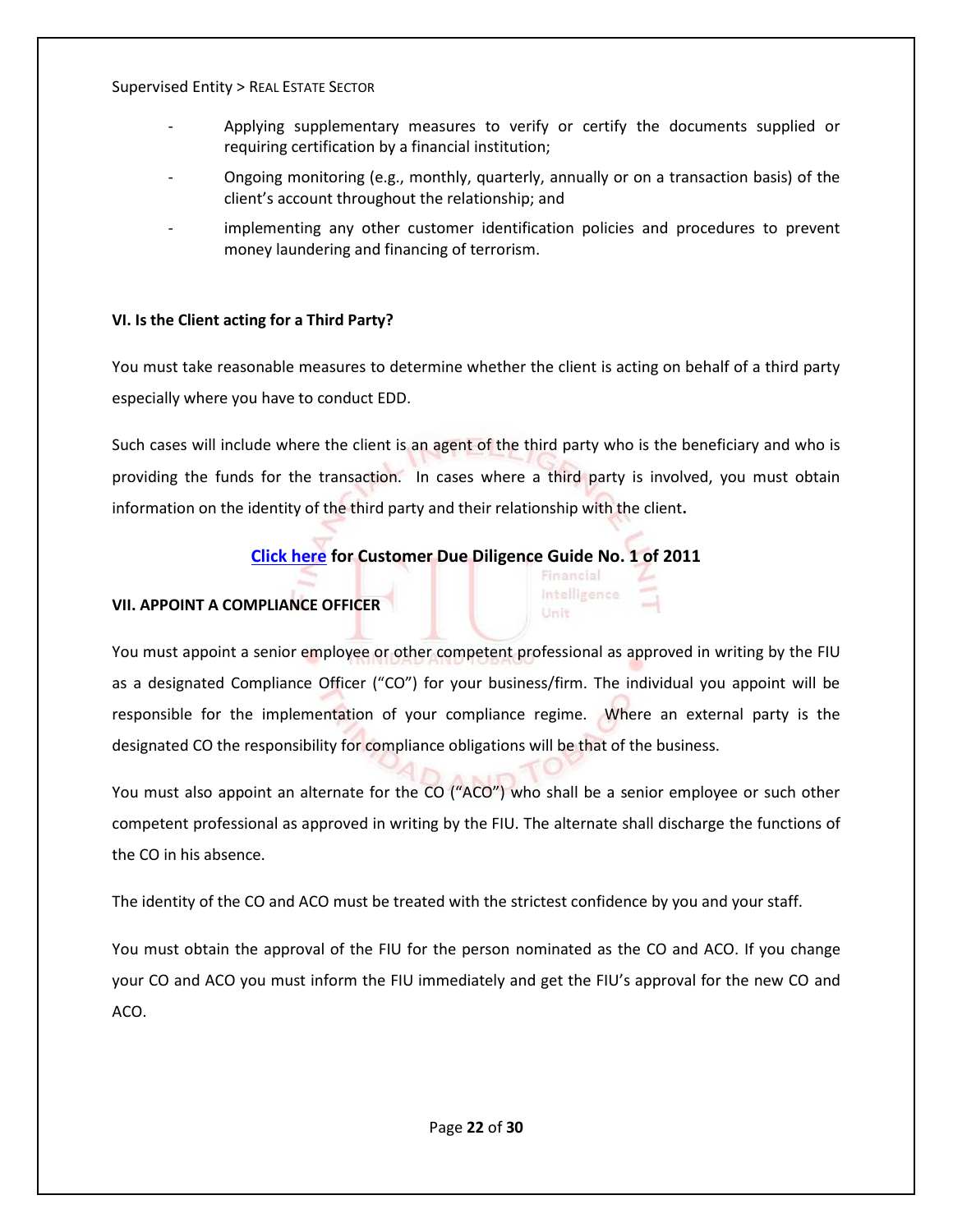- Applying supplementary measures to verify or certify the documents supplied or requiring certification by a financial institution;
- Ongoing monitoring (e.g., monthly, quarterly, annually or on a transaction basis) of the client's account throughout the relationship; and
- implementing any other customer identification policies and procedures to prevent money laundering and financing of terrorism.

**VI. Is the Client acting for a Third Party?**

You must take reasonable measures to determine whether the client is acting on behalf of a third party especially where you have to conduct EDD.

Such cases will include where the client is an agent of the third party who is the beneficiary and who is providing the funds for the transaction. In cases where a third party is involved, you must obtain information on the identity of the third party and their relationship with the client.

**Click here for Customer Due Diligence Guide No. 1 of 2011**

**VII. APPOINT A COMPLIANCE OFFICER**

You must appoint a senior employee or other competent professional as approved in writing by the FIU as a designated Compliance Officer ("CO") for your business/firm. The individual you appoint will be responsible for the implementation of your compliance regime. Where an external party is the designated CO the responsibility for compliance obligations will be that of the business.

You must also appoint an alternate for the CO ("ACO") who shall be a senior employee or such other competent professional as approved in writing by the FIU. The alternate shall discharge the functions of the CO in his absence.

The identity of the CO and ACO must be treated with the strictest confidence by you and your staff.

You must obtain the approval of the FIU for the person nominated as the CO and ACO. If you change your CO and ACO you must inform the FIU immediately and get the FIU's approval for the new CO and ACO.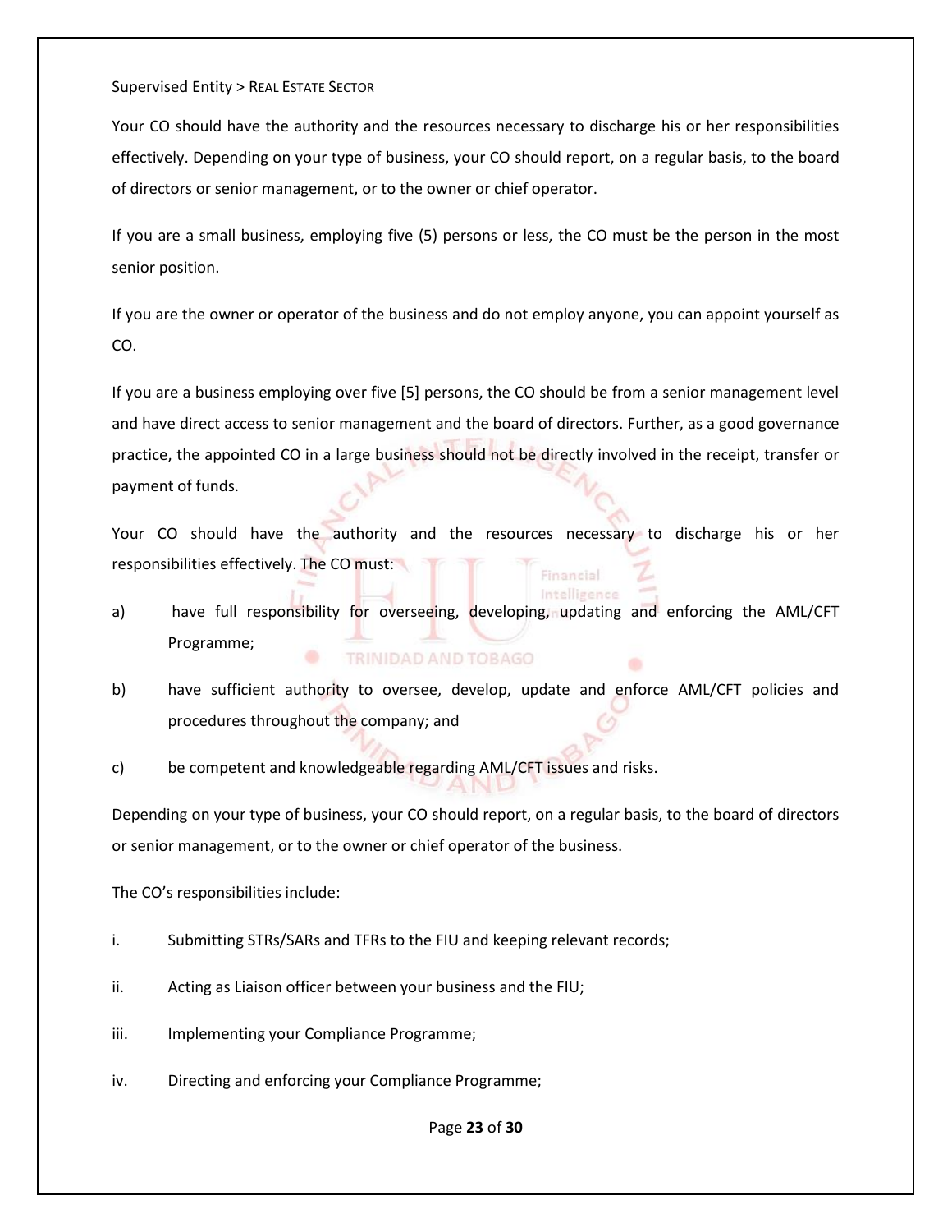Your CO should have the authority and the resources necessary to discharge his or her responsibilities effectively. Depending on your type of business, your CO should report, on a regular basis, to the board of directors or senior management, or to the owner or chief operator.

If you are a small business, employing five (5) persons or less, the CO must be the person in the most senior position.

If you are the owner or operator of the business and do not employ anyone, you can appoint yourself as CO.

If you are a business employing over five [5] persons, the CO should be from a senior management level and have direct access to senior management and the board of directors. Further, as a good governance practice, the appointed CO in a large business should not be directly involved in the receipt, transfer or payment of funds.

Your CO should have the authority and the resources necessary to discharge his or her responsibilities effectively. The CO must:

a) have full responsibility for overseeing, developing, updating and enforcing the AML/CFT Programme;

b) have sufficient authority to oversee, develop, update and enforce AML/CFT policies and procedures throughout the company; and

c) be competent and knowledgeable regarding AML/CFT issues and risks.

Depending on your type of business, your CO should report, on a regular basis, to the board of directors or senior management, or to the owner or chief operator of the business.

The CO's responsibilities include:

i. Submitting STRs/SARs and TFRs to the FIU and keeping relevant records;

ii. Acting as Liaison officer between your business and the FIU;

iii. Implementing your Compliance Programme;

iv. Directing and enforcing your Compliance Programme;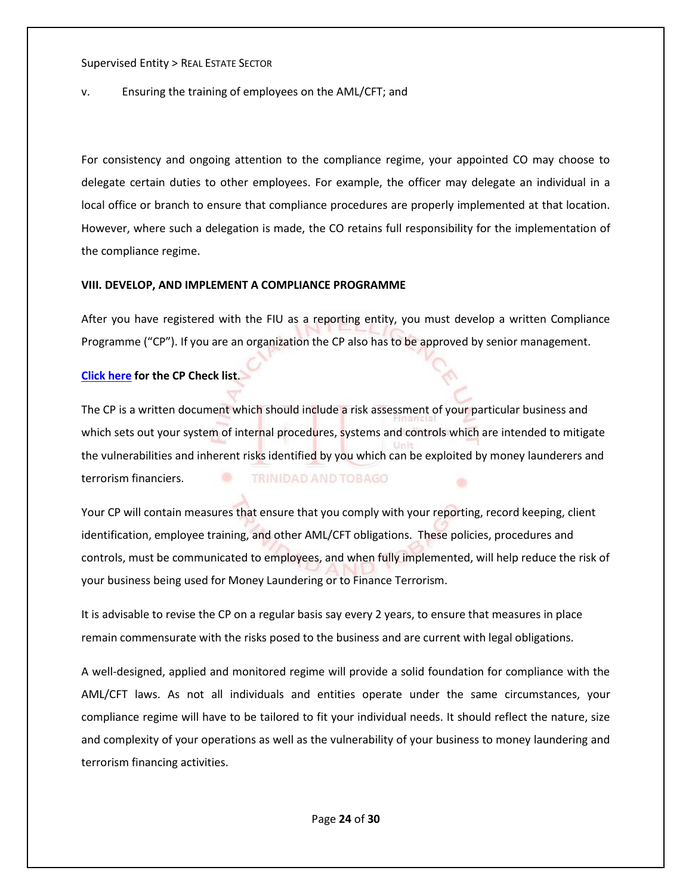v. Ensuring the training of employees on the AML/CFT; and

For consistency and ongoing attention to the compliance regime, your appointed CO may choose to delegate certain duties to other employees. For example, the officer may delegate an individual in a local office or branch to ensure that compliance procedures are properly implemented at that location. However, where such a delegation is made, the CO retains full responsibility for the implementation of the compliance regime.

**VIII. DEVELOP, AND IMPLEMENT A COMPLIANCE PROGRAMME**

After you have registered with the FIU as a reporting entity, you must develop a written Compliance Programme ("CP"). If you are an organization the CP also has to be approved by senior management.

**Click here for the CP Check list.**

The CP is a written document which should include a risk assessment of your particular business and which sets out your system of internal procedures, systems and controls which are intended to mitigate the vulnerabilities and inherent risks identified by you which can be exploited by money launderers and terrorism financiers.

Your CP will contain measures that ensure that you comply with your reporting, record keeping, client identification, employee training, and other AML/CFT obligations. These policies, procedures and controls, must be communicated to employees, and when fully implemented, will help reduce the risk of your business being used for Money Laundering or to Finance Terrorism.

It is advisable to revise the CP on a regular basis say every 2 years, to ensure that measures in place remain commensurate with the risks posed to the business and are current with legal obligations.

A well-designed, applied and monitored regime will provide a solid foundation for compliance with the AML/CFT laws. As not all individuals and entities operate under the same circumstances, your compliance regime will have to be tailored to fit your individual needs. It should reflect the nature, size and complexity of your operations as well as the vulnerability of your business to money laundering and terrorism financing activities.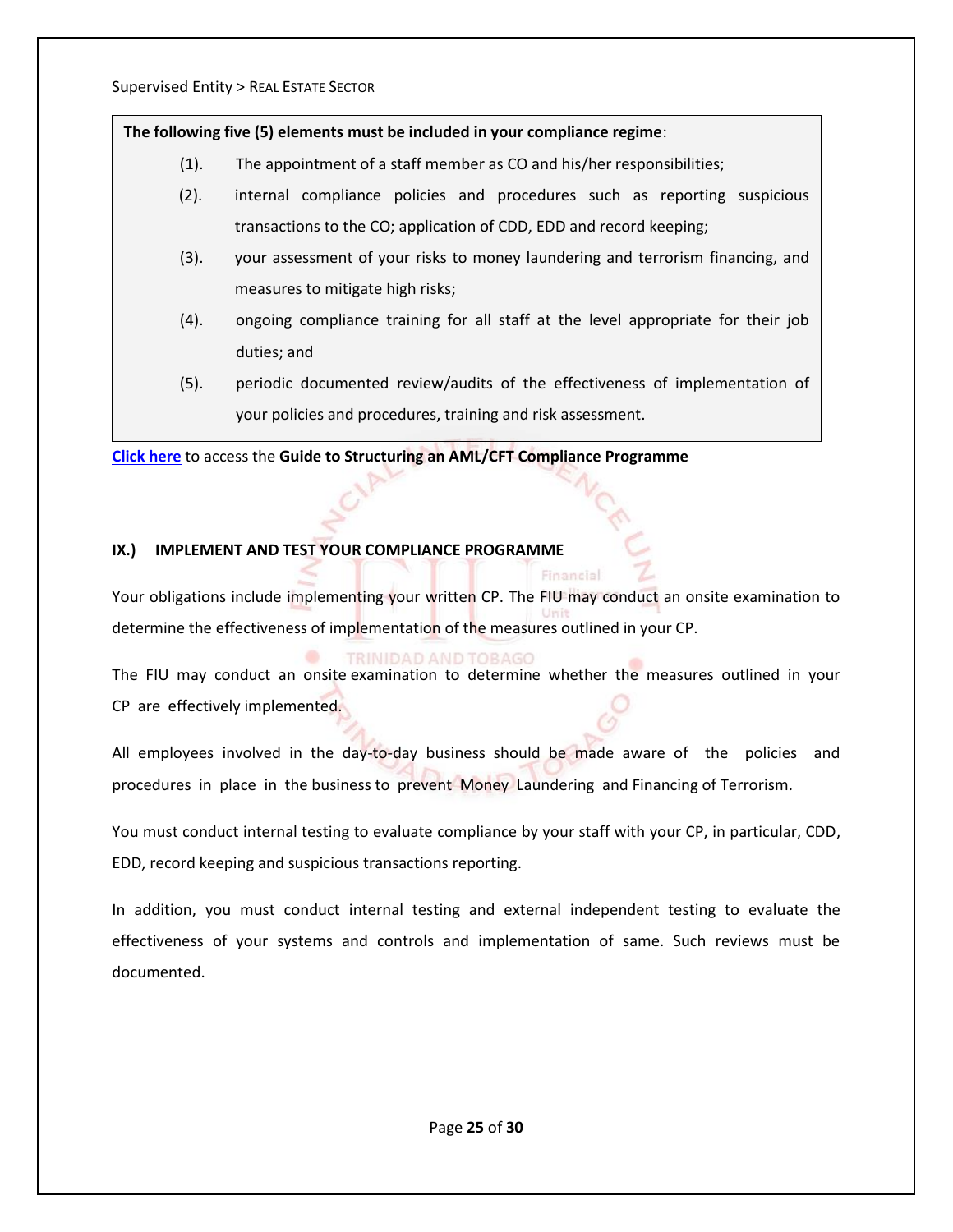**The following five (5) elements must be included in your compliance regime**:

(1). The appointment of a staff member as CO and his/her responsibilities;

(2). internal compliance policies and procedures such as reporting suspicious transactions to the CO; application of CDD, EDD and record keeping;

(3). your assessment of your risks to money laundering and terrorism financing, and measures to mitigate high risks;

(4). ongoing compliance training for all staff at the level appropriate for their job duties; and

(5). periodic documented review/audits of the effectiveness of implementation of your policies and procedures, training and risk assessment.

**Click here** to access the **Guide to Structuring an AML/CFT Compliance Programme**

## IX.) IMPLEMENT AND TEST YOUR COMPLIANCE PROGRAMME

Your obligations include implementing your written CP. The FIU may conduct an onsite examination to determine the effectiveness of implementation of the measures outlined in your CP.

The FIU may conduct an onsite examination to determine whether the measures outlined in your CP are effectively implemented.

All employees involved in the day-to-day business should be made aware of the policies and procedures in place in the business to prevent Money Laundering and Financing of Terrorism.

You must conduct internal testing to evaluate compliance by your staff with your CP, in particular, CDD, EDD, record keeping and suspicious transactions reporting.

In addition, you must conduct internal testing and external independent testing to evaluate the effectiveness of your systems and controls and implementation of same. Such reviews must be documented.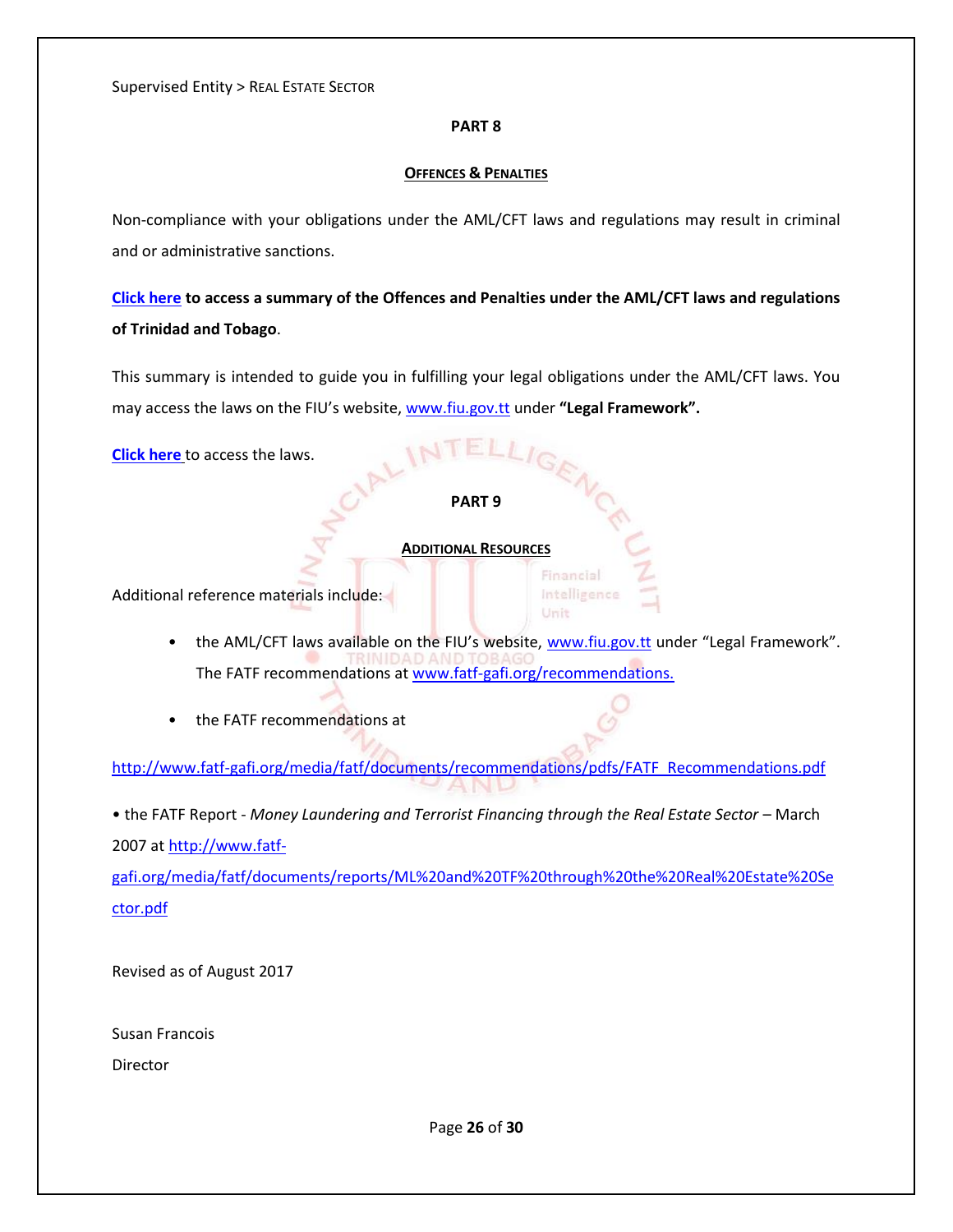Supervised Entity > REAL ESTATE SECTOR

## PART 8

### OFFENCES & PENALTIES

Non-compliance with your obligations under the AML/CFT laws and regulations may result in criminal and or administrative sanctions.

**Click here to access a summary of the Offences and Penalties under the AML/CFT laws and regulations of Trinidad and Tobago**.

This summary is intended to guide you in fulfilling your legal obligations under the AML/CFT laws. You may access the laws on the FIU's website, www.fiu.gov.tt under **"Legal Framework".**

**Click here** to access the laws.

## PART 9

### ADDITIONAL RESOURCES

Additional reference materials include:

- the AML/CFT laws available on the FIU's website, www.fiu.gov.tt under "Legal Framework". The FATF recommendations at www.fatf-gafi.org/recommendations.
- the FATF recommendations at

http://www.fatf-gafi.org/media/fatf/documents/recommendations/pdfs/FATF_Recommendations.pdf

• the FATF Report - *Money Laundering and Terrorist Financing through the Real Estate Sector* – March 2007 at http://www.fatf-gafi.org/media/fatf/documents/reports/ML%20and%20TF%20through%20the%20Real%20Estate%20Sector.pdf

Revised as of August 2017

Susan Francois

Director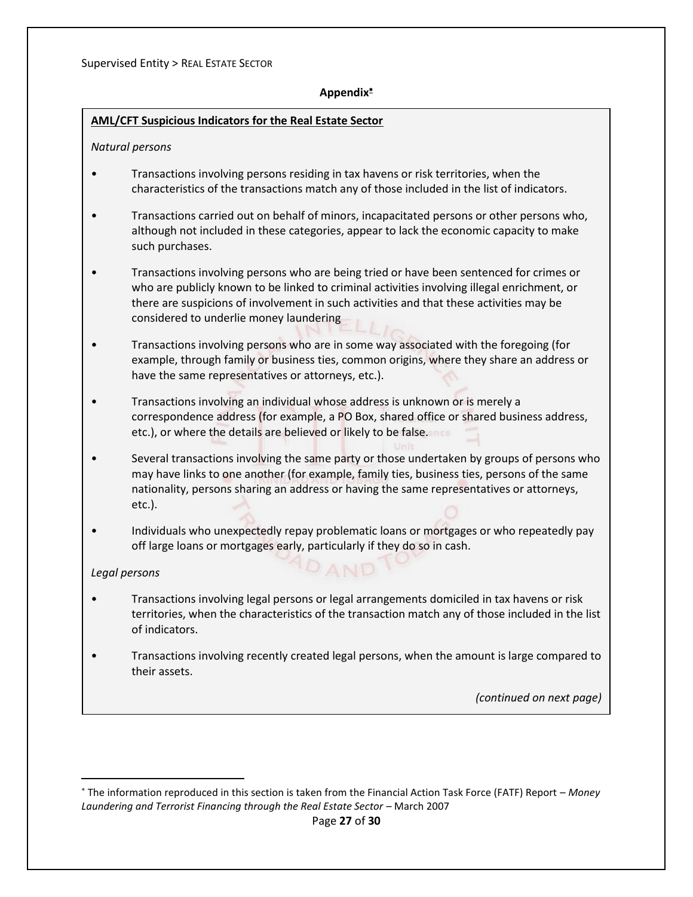Supervised Entity > REAL ESTATE SECTOR

**Appendix[*]**

**AML/CFT Suspicious Indicators for the Real Estate Sector**

*Natural persons*

- Transactions involving persons residing in tax havens or risk territories, when the characteristics of the transactions match any of those included in the list of indicators.
- Transactions carried out on behalf of minors, incapacitated persons or other persons who, although not included in these categories, appear to lack the economic capacity to make such purchases.
- Transactions involving persons who are being tried or have been sentenced for crimes or who are publicly known to be linked to criminal activities involving illegal enrichment, or there are suspicions of involvement in such activities and that these activities may be considered to underlie money laundering
- Transactions involving persons who are in some way associated with the foregoing (for example, through family or business ties, common origins, where they share an address or have the same representatives or attorneys, etc.).
- Transactions involving an individual whose address is unknown or is merely a correspondence address (for example, a PO Box, shared office or shared business address, etc.), or where the details are believed or likely to be false.
- Several transactions involving the same party or those undertaken by groups of persons who may have links to one another (for example, family ties, business ties, persons of the same nationality, persons sharing an address or having the same representatives or attorneys, etc.).
- Individuals who unexpectedly repay problematic loans or mortgages or who repeatedly pay off large loans or mortgages early, particularly if they do so in cash.

*Legal persons*

- Transactions involving legal persons or legal arrangements domiciled in tax havens or risk territories, when the characteristics of the transaction match any of those included in the list of indicators.
- Transactions involving recently created legal persons, when the amount is large compared to their assets.

*(continued on next page)*

[*] The information reproduced in this section is taken from the Financial Action Task Force (FATF) Report – *Money Laundering and Terrorist Financing through the Real Estate Sector* – March 2007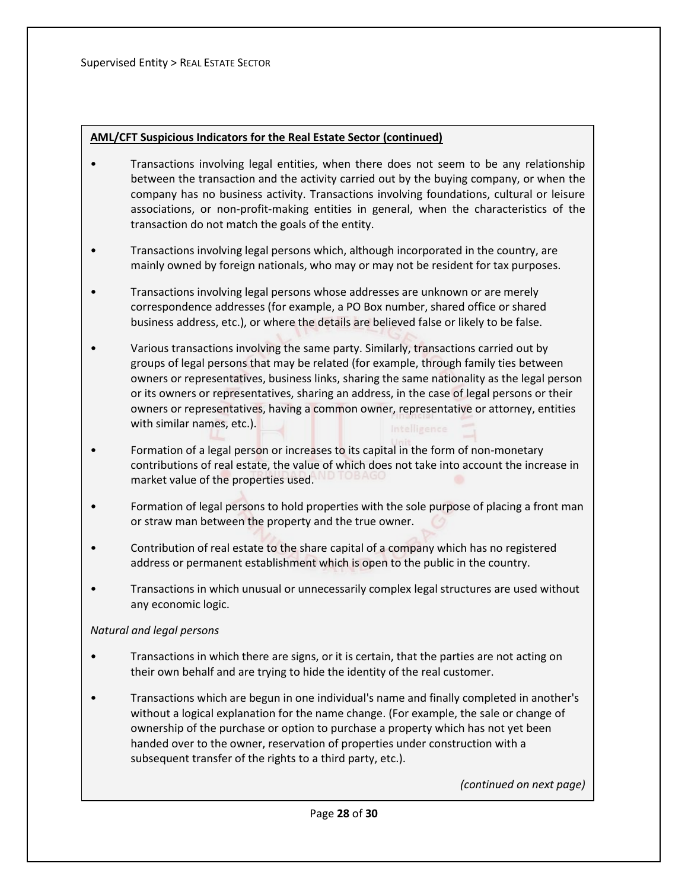**AML/CFT Suspicious Indicators for the Real Estate Sector (continued)**

- Transactions involving legal entities, when there does not seem to be any relationship between the transaction and the activity carried out by the buying company, or when the company has no business activity. Transactions involving foundations, cultural or leisure associations, or non-profit-making entities in general, when the characteristics of the transaction do not match the goals of the entity.
- Transactions involving legal persons which, although incorporated in the country, are mainly owned by foreign nationals, who may or may not be resident for tax purposes.
- Transactions involving legal persons whose addresses are unknown or are merely correspondence addresses (for example, a PO Box number, shared office or shared business address, etc.), or where the details are believed false or likely to be false.
- Various transactions involving the same party. Similarly, transactions carried out by groups of legal persons that may be related (for example, through family ties between owners or representatives, business links, sharing the same nationality as the legal person or its owners or representatives, sharing an address, in the case of legal persons or their owners or representatives, having a common owner, representative or attorney, entities with similar names, etc.).
- Formation of a legal person or increases to its capital in the form of non-monetary contributions of real estate, the value of which does not take into account the increase in market value of the properties used.
- Formation of legal persons to hold properties with the sole purpose of placing a front man or straw man between the property and the true owner.
- Contribution of real estate to the share capital of a company which has no registered address or permanent establishment which is open to the public in the country.
- Transactions in which unusual or unnecessarily complex legal structures are used without any economic logic.

*Natural and legal persons*

- Transactions in which there are signs, or it is certain, that the parties are not acting on their own behalf and are trying to hide the identity of the real customer.
- Transactions which are begun in one individual's name and finally completed in another's without a logical explanation for the name change. (For example, the sale or change of ownership of the purchase or option to purchase a property which has not yet been handed over to the owner, reservation of properties under construction with a subsequent transfer of the rights to a third party, etc.).

*(continued on next page)*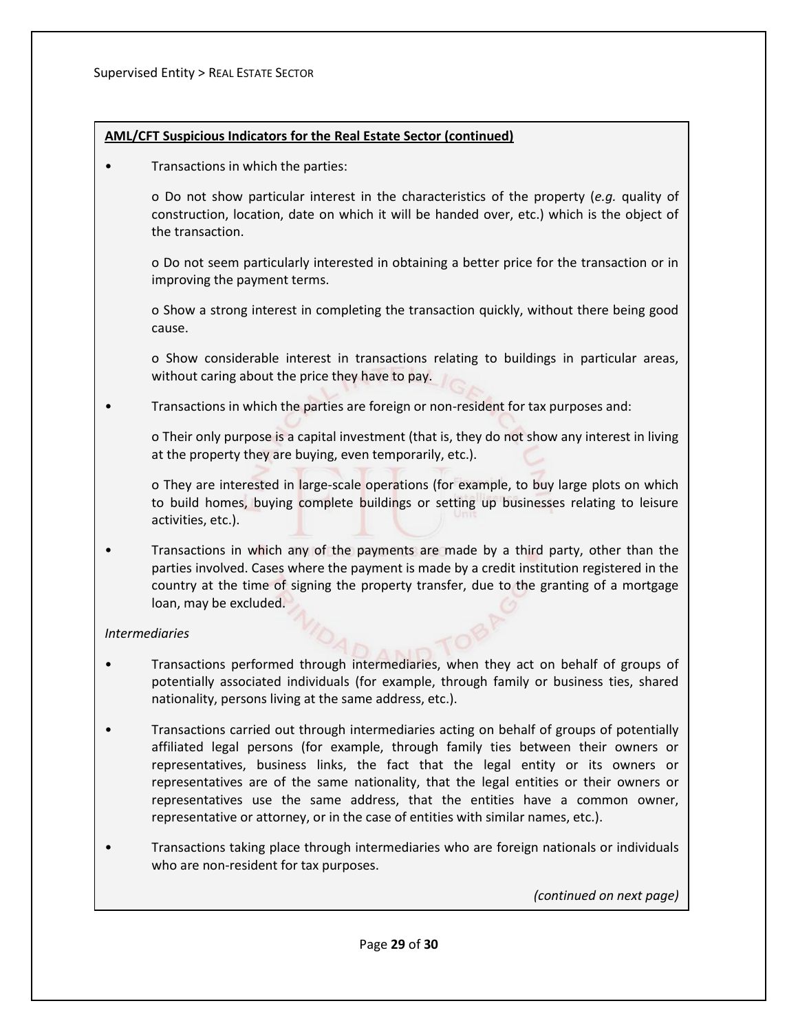**AML/CFT Suspicious Indicators for the Real Estate Sector (continued)**

- Transactions in which the parties:
  - Do not show particular interest in the characteristics of the property (*e.g.* quality of construction, location, date on which it will be handed over, etc.) which is the object of the transaction.
  - Do not seem particularly interested in obtaining a better price for the transaction or in improving the payment terms.
  - Show a strong interest in completing the transaction quickly, without there being good cause.
  - Show considerable interest in transactions relating to buildings in particular areas, without caring about the price they have to pay.
- Transactions in which the parties are foreign or non-resident for tax purposes and:
  - Their only purpose is a capital investment (that is, they do not show any interest in living at the property they are buying, even temporarily, etc.).
  - They are interested in large-scale operations (for example, to buy large plots on which to build homes, buying complete buildings or setting up businesses relating to leisure activities, etc.).
- Transactions in which any of the payments are made by a third party, other than the parties involved. Cases where the payment is made by a credit institution registered in the country at the time of signing the property transfer, due to the granting of a mortgage loan, may be excluded.

*Intermediaries*

- Transactions performed through intermediaries, when they act on behalf of groups of potentially associated individuals (for example, through family or business ties, shared nationality, persons living at the same address, etc.).
- Transactions carried out through intermediaries acting on behalf of groups of potentially affiliated legal persons (for example, through family ties between their owners or representatives, business links, the fact that the legal entity or its owners or representatives are of the same nationality, that the legal entities or their owners or representatives use the same address, that the entities have a common owner, representative or attorney, or in the case of entities with similar names, etc.).
- Transactions taking place through intermediaries who are foreign nationals or individuals who are non-resident for tax purposes.

*(continued on next page)*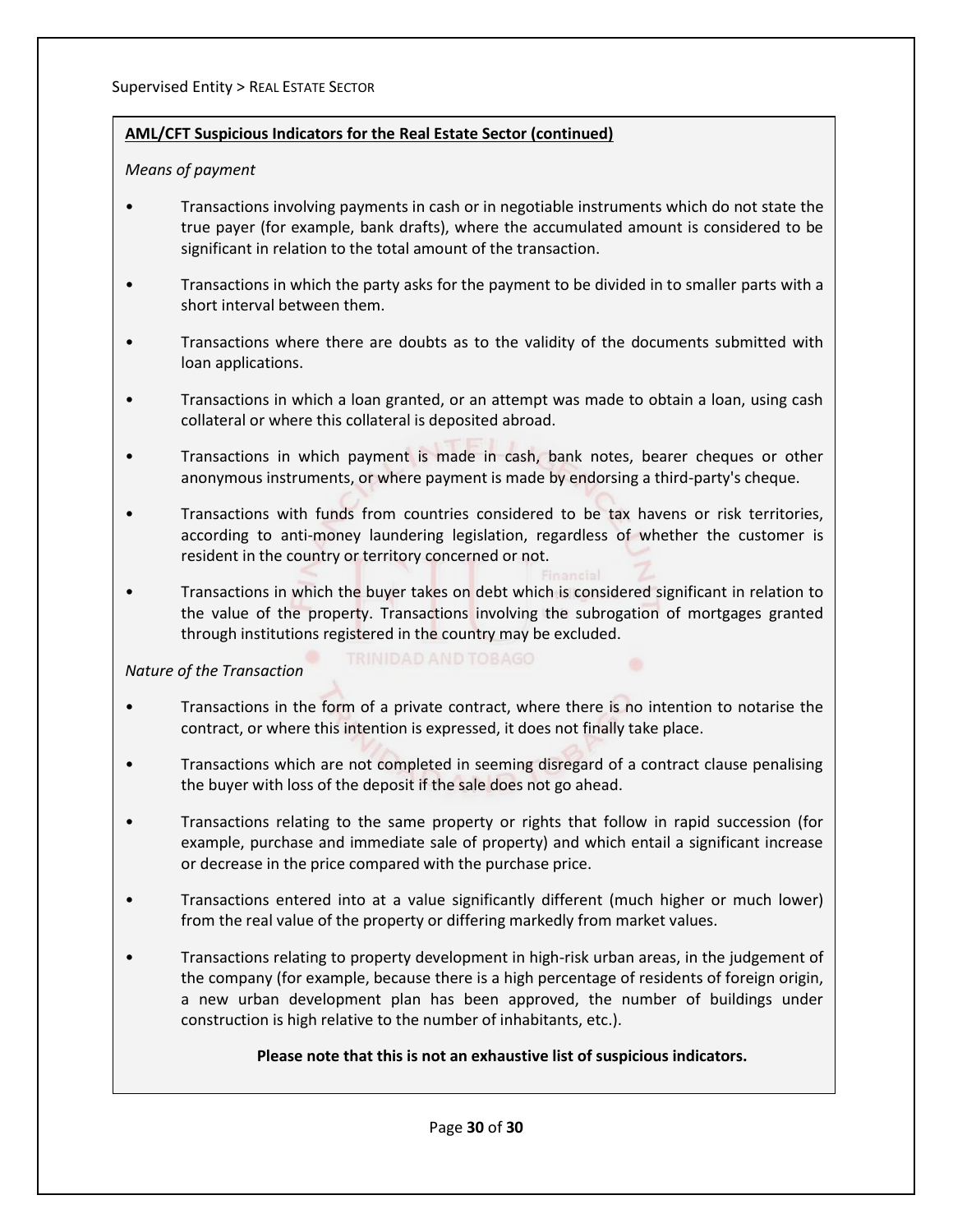**AML/CFT Suspicious Indicators for the Real Estate Sector (continued)**

*Means of payment*

- Transactions involving payments in cash or in negotiable instruments which do not state the true payer (for example, bank drafts), where the accumulated amount is considered to be significant in relation to the total amount of the transaction.
- Transactions in which the party asks for the payment to be divided in to smaller parts with a short interval between them.
- Transactions where there are doubts as to the validity of the documents submitted with loan applications.
- Transactions in which a loan granted, or an attempt was made to obtain a loan, using cash collateral or where this collateral is deposited abroad.
- Transactions in which payment is made in cash, bank notes, bearer cheques or other anonymous instruments, or where payment is made by endorsing a third-party's cheque.
- Transactions with funds from countries considered to be tax havens or risk territories, according to anti-money laundering legislation, regardless of whether the customer is resident in the country or territory concerned or not.
- Transactions in which the buyer takes on debt which is considered significant in relation to the value of the property. Transactions involving the subrogation of mortgages granted through institutions registered in the country may be excluded.

*Nature of the Transaction*

- Transactions in the form of a private contract, where there is no intention to notarise the contract, or where this intention is expressed, it does not finally take place.
- Transactions which are not completed in seeming disregard of a contract clause penalising the buyer with loss of the deposit if the sale does not go ahead.
- Transactions relating to the same property or rights that follow in rapid succession (for example, purchase and immediate sale of property) and which entail a significant increase or decrease in the price compared with the purchase price.
- Transactions entered into at a value significantly different (much higher or much lower) from the real value of the property or differing markedly from market values.
- Transactions relating to property development in high-risk urban areas, in the judgement of the company (for example, because there is a high percentage of residents of foreign origin, a new urban development plan has been approved, the number of buildings under construction is high relative to the number of inhabitants, etc.).

**Please note that this is not an exhaustive list of suspicious indicators.**